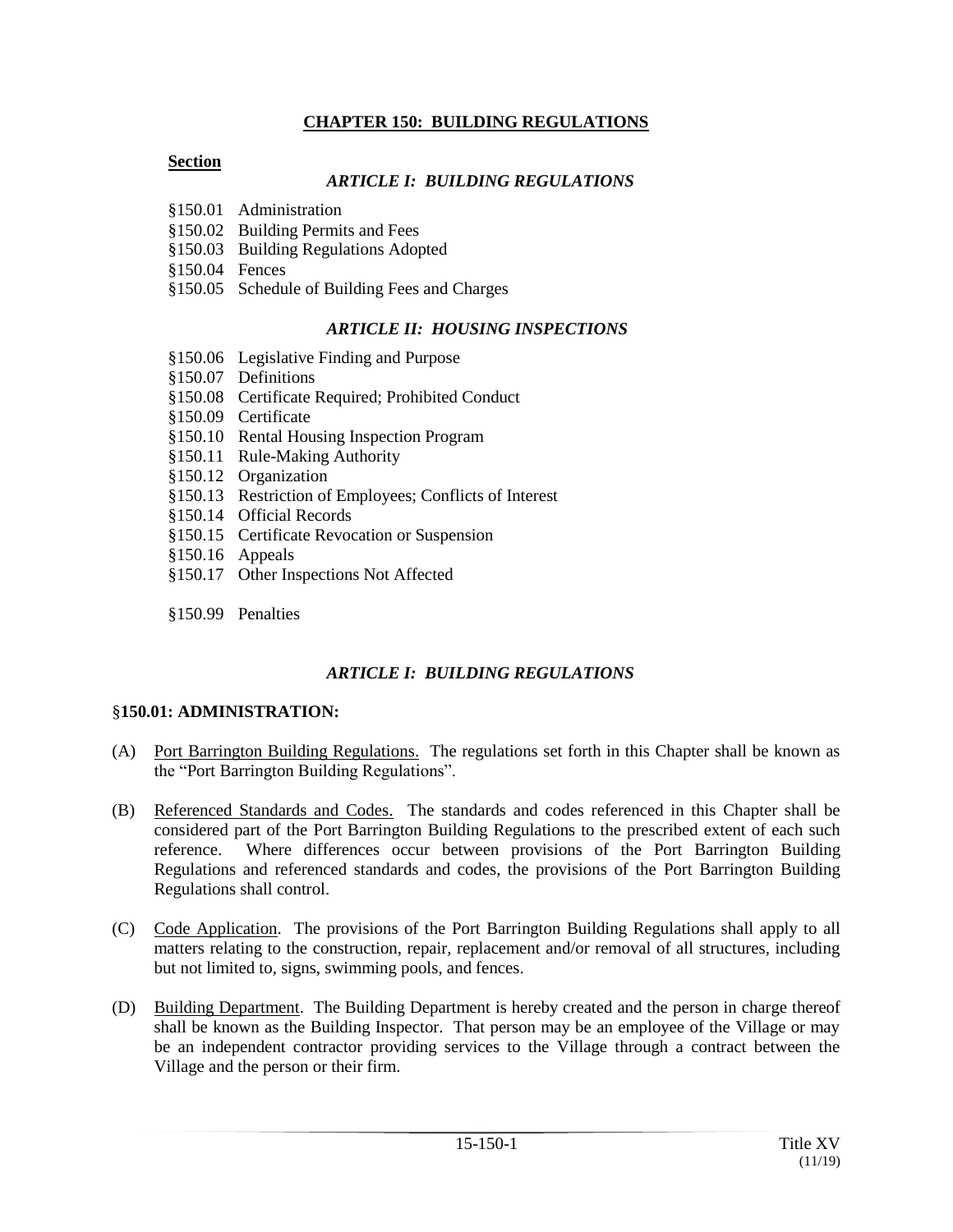# CHAPTER 150: BUILDING REGULATIONS

**Section**

*ARTICLE I: BUILDING REGULATIONS*

§150.01 Administration
§150.02 Building Permits and Fees
§150.03 Building Regulations Adopted
§150.04 Fences
§150.05 Schedule of Building Fees and Charges

*ARTICLE II: HOUSING INSPECTIONS*

§150.06 Legislative Finding and Purpose
§150.07 Definitions
§150.08 Certificate Required; Prohibited Conduct
§150.09 Certificate
§150.10 Rental Housing Inspection Program
§150.11 Rule-Making Authority
§150.12 Organization
§150.13 Restriction of Employees; Conflicts of Interest
§150.14 Official Records
§150.15 Certificate Revocation or Suspension
§150.16 Appeals
§150.17 Other Inspections Not Affected

§150.99 Penalties

## *ARTICLE I: BUILDING REGULATIONS*

### §150.01: ADMINISTRATION:

(A) Port Barrington Building Regulations. The regulations set forth in this Chapter shall be known as the "Port Barrington Building Regulations".

(B) Referenced Standards and Codes. The standards and codes referenced in this Chapter shall be considered part of the Port Barrington Building Regulations to the prescribed extent of each such reference. Where differences occur between provisions of the Port Barrington Building Regulations and referenced standards and codes, the provisions of the Port Barrington Building Regulations shall control.

(C) Code Application. The provisions of the Port Barrington Building Regulations shall apply to all matters relating to the construction, repair, replacement and/or removal of all structures, including but not limited to, signs, swimming pools, and fences.

(D) Building Department. The Building Department is hereby created and the person in charge thereof shall be known as the Building Inspector. That person may be an employee of the Village or may be an independent contractor providing services to the Village through a contract between the Village and the person or their firm.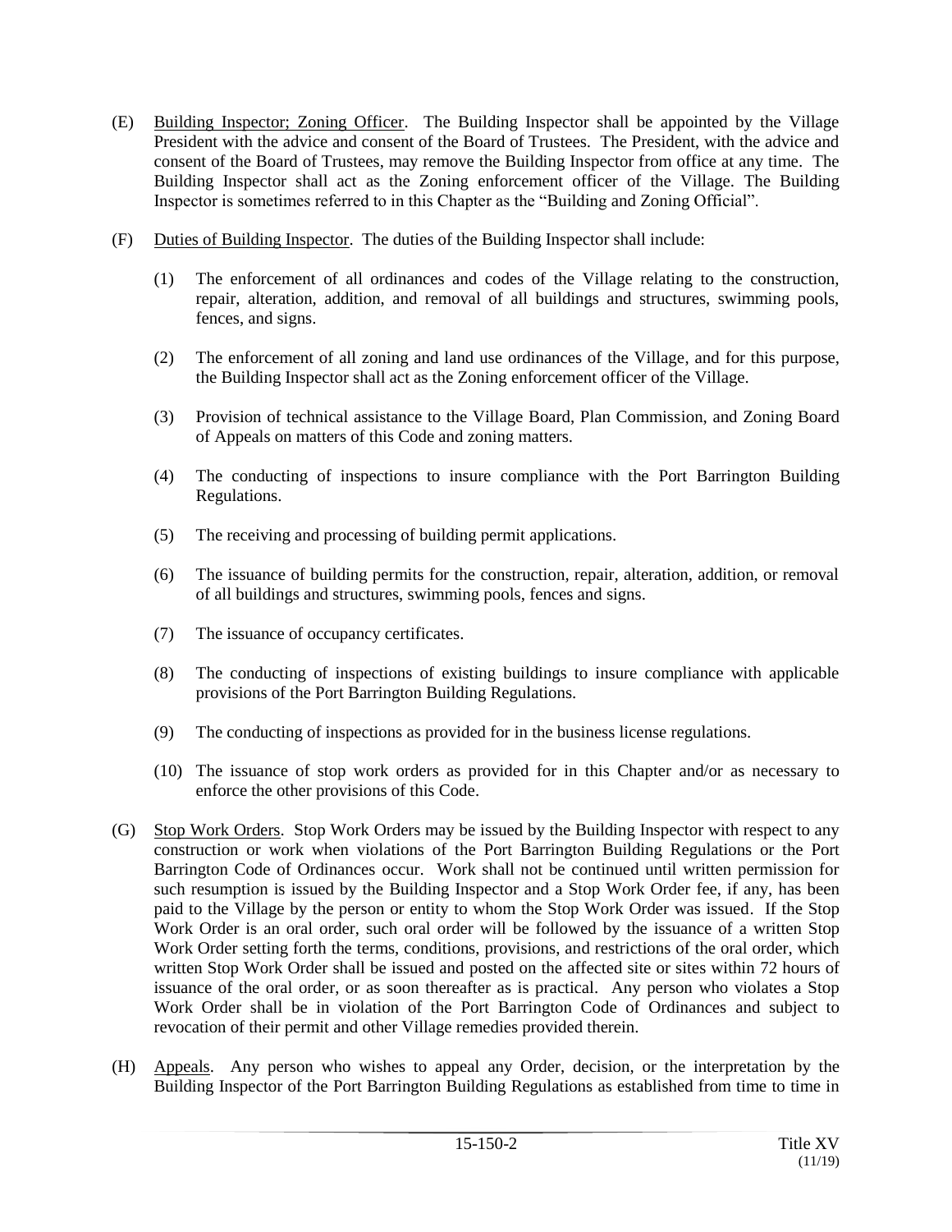(E) Building Inspector; Zoning Officer. The Building Inspector shall be appointed by the Village President with the advice and consent of the Board of Trustees. The President, with the advice and consent of the Board of Trustees, may remove the Building Inspector from office at any time. The Building Inspector shall act as the Zoning enforcement officer of the Village. The Building Inspector is sometimes referred to in this Chapter as the "Building and Zoning Official".

(F) Duties of Building Inspector. The duties of the Building Inspector shall include:

(1) The enforcement of all ordinances and codes of the Village relating to the construction, repair, alteration, addition, and removal of all buildings and structures, swimming pools, fences, and signs.

(2) The enforcement of all zoning and land use ordinances of the Village, and for this purpose, the Building Inspector shall act as the Zoning enforcement officer of the Village.

(3) Provision of technical assistance to the Village Board, Plan Commission, and Zoning Board of Appeals on matters of this Code and zoning matters.

(4) The conducting of inspections to insure compliance with the Port Barrington Building Regulations.

(5) The receiving and processing of building permit applications.

(6) The issuance of building permits for the construction, repair, alteration, addition, or removal of all buildings and structures, swimming pools, fences and signs.

(7) The issuance of occupancy certificates.

(8) The conducting of inspections of existing buildings to insure compliance with applicable provisions of the Port Barrington Building Regulations.

(9) The conducting of inspections as provided for in the business license regulations.

(10) The issuance of stop work orders as provided for in this Chapter and/or as necessary to enforce the other provisions of this Code.

(G) Stop Work Orders. Stop Work Orders may be issued by the Building Inspector with respect to any construction or work when violations of the Port Barrington Building Regulations or the Port Barrington Code of Ordinances occur. Work shall not be continued until written permission for such resumption is issued by the Building Inspector and a Stop Work Order fee, if any, has been paid to the Village by the person or entity to whom the Stop Work Order was issued. If the Stop Work Order is an oral order, such oral order will be followed by the issuance of a written Stop Work Order setting forth the terms, conditions, provisions, and restrictions of the oral order, which written Stop Work Order shall be issued and posted on the affected site or sites within 72 hours of issuance of the oral order, or as soon thereafter as is practical. Any person who violates a Stop Work Order shall be in violation of the Port Barrington Code of Ordinances and subject to revocation of their permit and other Village remedies provided therein.

(H) Appeals. Any person who wishes to appeal any Order, decision, or the interpretation by the Building Inspector of the Port Barrington Building Regulations as established from time to time in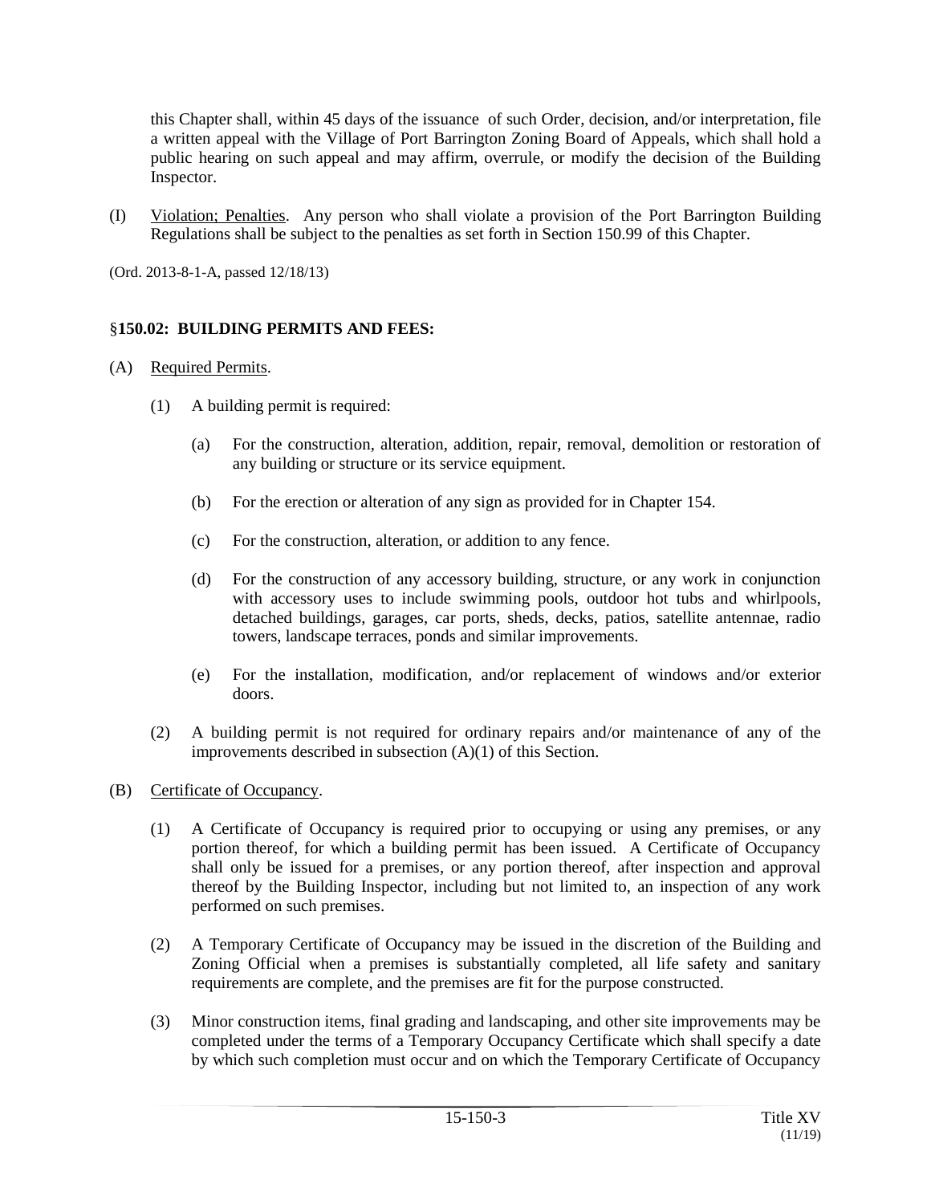this Chapter shall, within 45 days of the issuance of such Order, decision, and/or interpretation, file a written appeal with the Village of Port Barrington Zoning Board of Appeals, which shall hold a public hearing on such appeal and may affirm, overrule, or modify the decision of the Building Inspector.

(I) Violation; Penalties. Any person who shall violate a provision of the Port Barrington Building Regulations shall be subject to the penalties as set forth in Section 150.99 of this Chapter.

(Ord. 2013-8-1-A, passed 12/18/13)

## §150.02: BUILDING PERMITS AND FEES:

(A) Required Permits.

(1) A building permit is required:

(a) For the construction, alteration, addition, repair, removal, demolition or restoration of any building or structure or its service equipment.

(b) For the erection or alteration of any sign as provided for in Chapter 154.

(c) For the construction, alteration, or addition to any fence.

(d) For the construction of any accessory building, structure, or any work in conjunction with accessory uses to include swimming pools, outdoor hot tubs and whirlpools, detached buildings, garages, car ports, sheds, decks, patios, satellite antennae, radio towers, landscape terraces, ponds and similar improvements.

(e) For the installation, modification, and/or replacement of windows and/or exterior doors.

(2) A building permit is not required for ordinary repairs and/or maintenance of any of the improvements described in subsection (A)(1) of this Section.

(B) Certificate of Occupancy.

(1) A Certificate of Occupancy is required prior to occupying or using any premises, or any portion thereof, for which a building permit has been issued. A Certificate of Occupancy shall only be issued for a premises, or any portion thereof, after inspection and approval thereof by the Building Inspector, including but not limited to, an inspection of any work performed on such premises.

(2) A Temporary Certificate of Occupancy may be issued in the discretion of the Building and Zoning Official when a premises is substantially completed, all life safety and sanitary requirements are complete, and the premises are fit for the purpose constructed.

(3) Minor construction items, final grading and landscaping, and other site improvements may be completed under the terms of a Temporary Occupancy Certificate which shall specify a date by which such completion must occur and on which the Temporary Certificate of Occupancy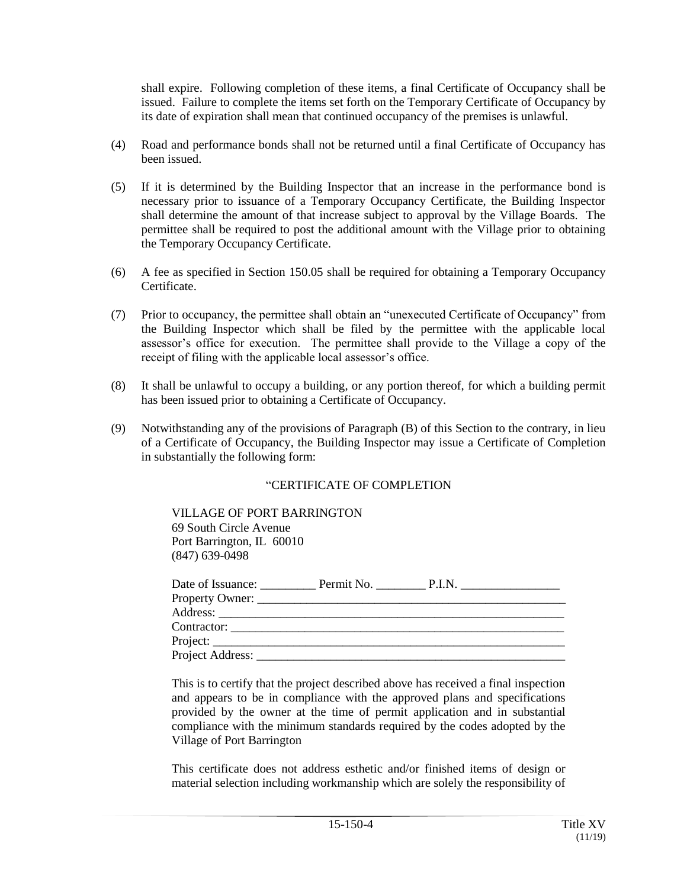shall expire. Following completion of these items, a final Certificate of Occupancy shall be issued. Failure to complete the items set forth on the Temporary Certificate of Occupancy by its date of expiration shall mean that continued occupancy of the premises is unlawful.

(4) Road and performance bonds shall not be returned until a final Certificate of Occupancy has been issued.

(5) If it is determined by the Building Inspector that an increase in the performance bond is necessary prior to issuance of a Temporary Occupancy Certificate, the Building Inspector shall determine the amount of that increase subject to approval by the Village Boards. The permittee shall be required to post the additional amount with the Village prior to obtaining the Temporary Occupancy Certificate.

(6) A fee as specified in Section 150.05 shall be required for obtaining a Temporary Occupancy Certificate.

(7) Prior to occupancy, the permittee shall obtain an "unexecuted Certificate of Occupancy" from the Building Inspector which shall be filed by the permittee with the applicable local assessor's office for execution. The permittee shall provide to the Village a copy of the receipt of filing with the applicable local assessor's office.

(8) It shall be unlawful to occupy a building, or any portion thereof, for which a building permit has been issued prior to obtaining a Certificate of Occupancy.

(9) Notwithstanding any of the provisions of Paragraph (B) of this Section to the contrary, in lieu of a Certificate of Occupancy, the Building Inspector may issue a Certificate of Completion in substantially the following form:

"CERTIFICATE OF COMPLETION

VILLAGE OF PORT BARRINGTON
69 South Circle Avenue
Port Barrington, IL 60010
(847) 639-0498

Date of Issuance: _________ Permit No. ________ P.I.N. ________________
Property Owner: ____________________________________________________
Address: __________________________________________________________
Contractor: ________________________________________________________
Project: ___________________________________________________________
Project Address: ____________________________________________________

This is to certify that the project described above has received a final inspection and appears to be in compliance with the approved plans and specifications provided by the owner at the time of permit application and in substantial compliance with the minimum standards required by the codes adopted by the Village of Port Barrington

This certificate does not address esthetic and/or finished items of design or material selection including workmanship which are solely the responsibility of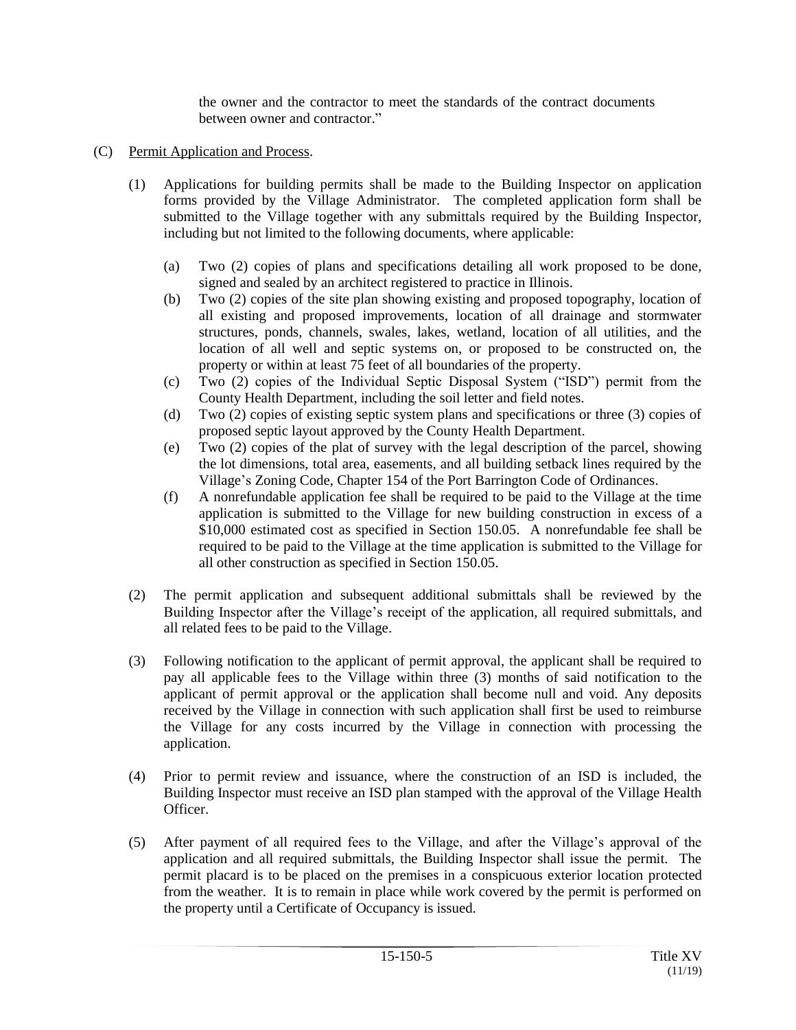the owner and the contractor to meet the standards of the contract documents between owner and contractor."

(C) Permit Application and Process.

(1) Applications for building permits shall be made to the Building Inspector on application forms provided by the Village Administrator. The completed application form shall be submitted to the Village together with any submittals required by the Building Inspector, including but not limited to the following documents, where applicable:

(a) Two (2) copies of plans and specifications detailing all work proposed to be done, signed and sealed by an architect registered to practice in Illinois.

(b) Two (2) copies of the site plan showing existing and proposed topography, location of all existing and proposed improvements, location of all drainage and stormwater structures, ponds, channels, swales, lakes, wetland, location of all utilities, and the location of all well and septic systems on, or proposed to be constructed on, the property or within at least 75 feet of all boundaries of the property.

(c) Two (2) copies of the Individual Septic Disposal System ("ISD") permit from the County Health Department, including the soil letter and field notes.

(d) Two (2) copies of existing septic system plans and specifications or three (3) copies of proposed septic layout approved by the County Health Department.

(e) Two (2) copies of the plat of survey with the legal description of the parcel, showing the lot dimensions, total area, easements, and all building setback lines required by the Village's Zoning Code, Chapter 154 of the Port Barrington Code of Ordinances.

(f) A nonrefundable application fee shall be required to be paid to the Village at the time application is submitted to the Village for new building construction in excess of a $10,000 estimated cost as specified in Section 150.05. A nonrefundable fee shall be required to be paid to the Village at the time application is submitted to the Village for all other construction as specified in Section 150.05.

(2) The permit application and subsequent additional submittals shall be reviewed by the Building Inspector after the Village's receipt of the application, all required submittals, and all related fees to be paid to the Village.

(3) Following notification to the applicant of permit approval, the applicant shall be required to pay all applicable fees to the Village within three (3) months of said notification to the applicant of permit approval or the application shall become null and void. Any deposits received by the Village in connection with such application shall first be used to reimburse the Village for any costs incurred by the Village in connection with processing the application.

(4) Prior to permit review and issuance, where the construction of an ISD is included, the Building Inspector must receive an ISD plan stamped with the approval of the Village Health Officer.

(5) After payment of all required fees to the Village, and after the Village's approval of the application and all required submittals, the Building Inspector shall issue the permit. The permit placard is to be placed on the premises in a conspicuous exterior location protected from the weather. It is to remain in place while work covered by the permit is performed on the property until a Certificate of Occupancy is issued.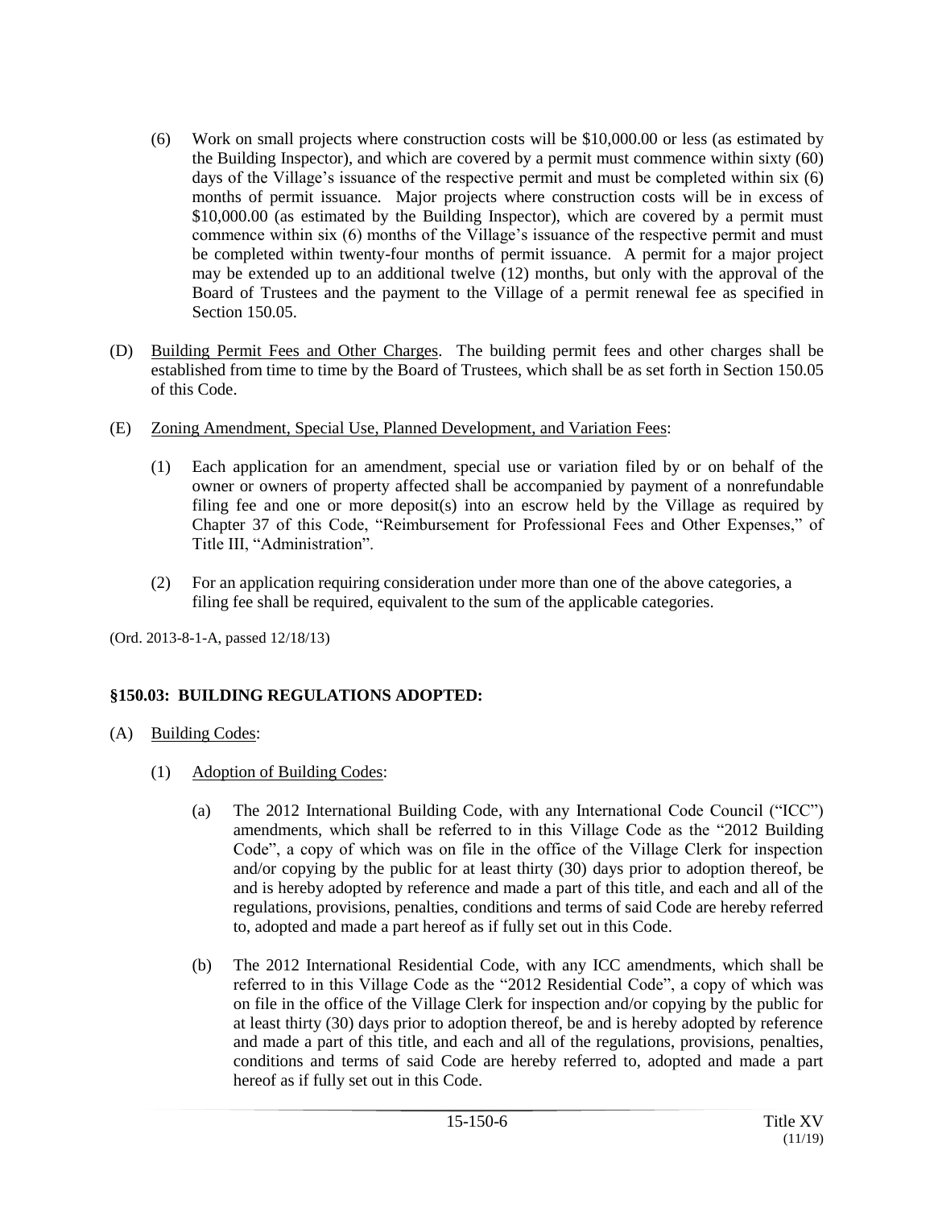(6) Work on small projects where construction costs will be $10,000.00 or less (as estimated by the Building Inspector), and which are covered by a permit must commence within sixty (60) days of the Village's issuance of the respective permit and must be completed within six (6) months of permit issuance. Major projects where construction costs will be in excess of $10,000.00 (as estimated by the Building Inspector), which are covered by a permit must commence within six (6) months of the Village's issuance of the respective permit and must be completed within twenty-four months of permit issuance. A permit for a major project may be extended up to an additional twelve (12) months, but only with the approval of the Board of Trustees and the payment to the Village of a permit renewal fee as specified in Section 150.05.

(D) Building Permit Fees and Other Charges. The building permit fees and other charges shall be established from time to time by the Board of Trustees, which shall be as set forth in Section 150.05 of this Code.

(E) Zoning Amendment, Special Use, Planned Development, and Variation Fees:

(1) Each application for an amendment, special use or variation filed by or on behalf of the owner or owners of property affected shall be accompanied by payment of a nonrefundable filing fee and one or more deposit(s) into an escrow held by the Village as required by Chapter 37 of this Code, "Reimbursement for Professional Fees and Other Expenses," of Title III, "Administration".

(2) For an application requiring consideration under more than one of the above categories, a filing fee shall be required, equivalent to the sum of the applicable categories.

(Ord. 2013-8-1-A, passed 12/18/13)

**§150.03: BUILDING REGULATIONS ADOPTED:**

(A) Building Codes:

(1) Adoption of Building Codes:

(a) The 2012 International Building Code, with any International Code Council ("ICC") amendments, which shall be referred to in this Village Code as the "2012 Building Code", a copy of which was on file in the office of the Village Clerk for inspection and/or copying by the public for at least thirty (30) days prior to adoption thereof, be and is hereby adopted by reference and made a part of this title, and each and all of the regulations, provisions, penalties, conditions and terms of said Code are hereby referred to, adopted and made a part hereof as if fully set out in this Code.

(b) The 2012 International Residential Code, with any ICC amendments, which shall be referred to in this Village Code as the "2012 Residential Code", a copy of which was on file in the office of the Village Clerk for inspection and/or copying by the public for at least thirty (30) days prior to adoption thereof, be and is hereby adopted by reference and made a part of this title, and each and all of the regulations, provisions, penalties, conditions and terms of said Code are hereby referred to, adopted and made a part hereof as if fully set out in this Code.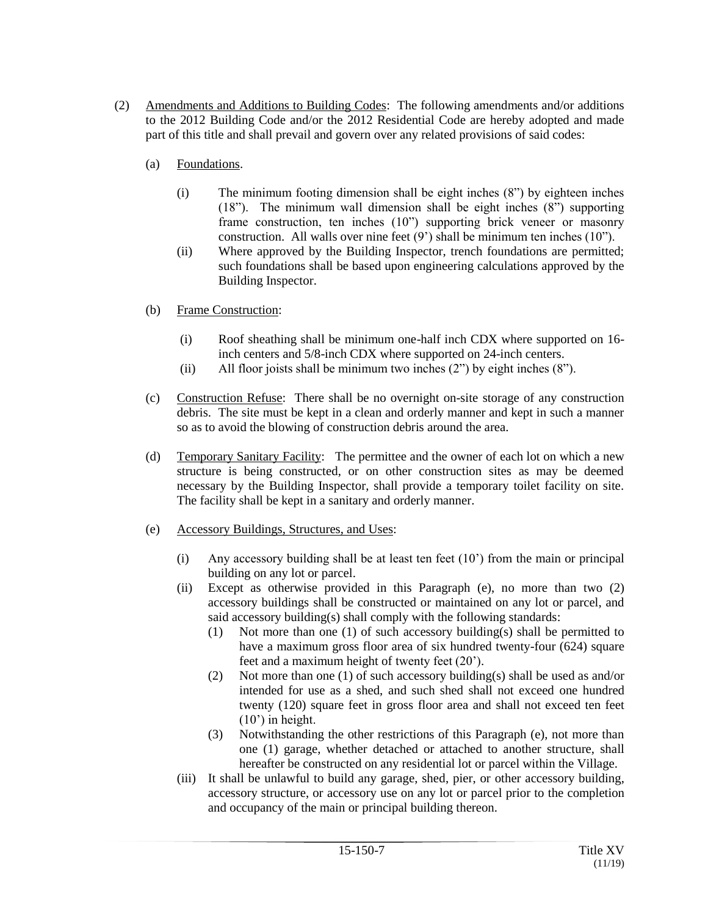(2) Amendments and Additions to Building Codes: The following amendments and/or additions to the 2012 Building Code and/or the 2012 Residential Code are hereby adopted and made part of this title and shall prevail and govern over any related provisions of said codes:

(a) Foundations.

(i) The minimum footing dimension shall be eight inches (8") by eighteen inches (18"). The minimum wall dimension shall be eight inches (8") supporting frame construction, ten inches (10") supporting brick veneer or masonry construction. All walls over nine feet (9') shall be minimum ten inches (10").

(ii) Where approved by the Building Inspector, trench foundations are permitted; such foundations shall be based upon engineering calculations approved by the Building Inspector.

(b) Frame Construction:

(i) Roof sheathing shall be minimum one-half inch CDX where supported on 16-inch centers and 5/8-inch CDX where supported on 24-inch centers.

(ii) All floor joists shall be minimum two inches (2") by eight inches (8").

(c) Construction Refuse: There shall be no overnight on-site storage of any construction debris. The site must be kept in a clean and orderly manner and kept in such a manner so as to avoid the blowing of construction debris around the area.

(d) Temporary Sanitary Facility: The permittee and the owner of each lot on which a new structure is being constructed, or on other construction sites as may be deemed necessary by the Building Inspector, shall provide a temporary toilet facility on site. The facility shall be kept in a sanitary and orderly manner.

(e) Accessory Buildings, Structures, and Uses:

(i) Any accessory building shall be at least ten feet (10') from the main or principal building on any lot or parcel.

(ii) Except as otherwise provided in this Paragraph (e), no more than two (2) accessory buildings shall be constructed or maintained on any lot or parcel, and said accessory building(s) shall comply with the following standards:

(1) Not more than one (1) of such accessory building(s) shall be permitted to have a maximum gross floor area of six hundred twenty-four (624) square feet and a maximum height of twenty feet (20').

(2) Not more than one (1) of such accessory building(s) shall be used as and/or intended for use as a shed, and such shed shall not exceed one hundred twenty (120) square feet in gross floor area and shall not exceed ten feet (10') in height.

(3) Notwithstanding the other restrictions of this Paragraph (e), not more than one (1) garage, whether detached or attached to another structure, shall hereafter be constructed on any residential lot or parcel within the Village.

(iii) It shall be unlawful to build any garage, shed, pier, or other accessory building, accessory structure, or accessory use on any lot or parcel prior to the completion and occupancy of the main or principal building thereon.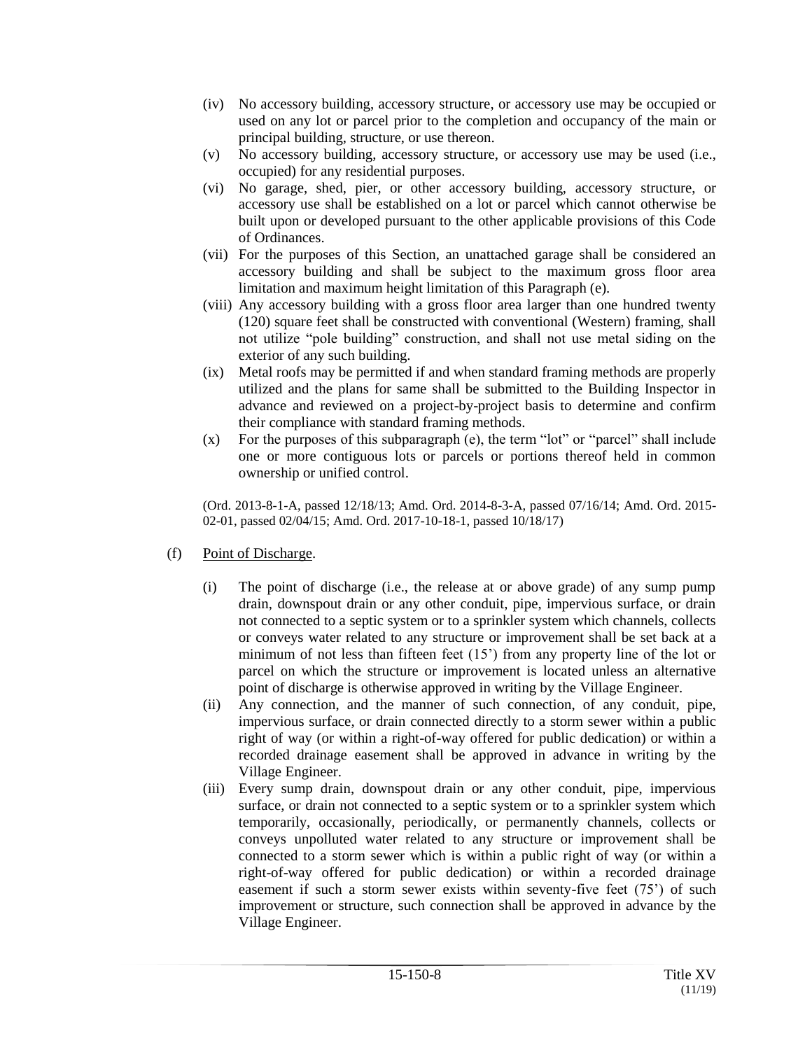(iv) No accessory building, accessory structure, or accessory use may be occupied or used on any lot or parcel prior to the completion and occupancy of the main or principal building, structure, or use thereon.

(v) No accessory building, accessory structure, or accessory use may be used (i.e., occupied) for any residential purposes.

(vi) No garage, shed, pier, or other accessory building, accessory structure, or accessory use shall be established on a lot or parcel which cannot otherwise be built upon or developed pursuant to the other applicable provisions of this Code of Ordinances.

(vii) For the purposes of this Section, an unattached garage shall be considered an accessory building and shall be subject to the maximum gross floor area limitation and maximum height limitation of this Paragraph (e).

(viii) Any accessory building with a gross floor area larger than one hundred twenty (120) square feet shall be constructed with conventional (Western) framing, shall not utilize "pole building" construction, and shall not use metal siding on the exterior of any such building.

(ix) Metal roofs may be permitted if and when standard framing methods are properly utilized and the plans for same shall be submitted to the Building Inspector in advance and reviewed on a project-by-project basis to determine and confirm their compliance with standard framing methods.

(x) For the purposes of this subparagraph (e), the term "lot" or "parcel" shall include one or more contiguous lots or parcels or portions thereof held in common ownership or unified control.

(Ord. 2013-8-1-A, passed 12/18/13; Amd. Ord. 2014-8-3-A, passed 07/16/14; Amd. Ord. 2015-02-01, passed 02/04/15; Amd. Ord. 2017-10-18-1, passed 10/18/17)

(f) Point of Discharge.

(i) The point of discharge (i.e., the release at or above grade) of any sump pump drain, downspout drain or any other conduit, pipe, impervious surface, or drain not connected to a septic system or to a sprinkler system which channels, collects or conveys water related to any structure or improvement shall be set back at a minimum of not less than fifteen feet (15') from any property line of the lot or parcel on which the structure or improvement is located unless an alternative point of discharge is otherwise approved in writing by the Village Engineer.

(ii) Any connection, and the manner of such connection, of any conduit, pipe, impervious surface, or drain connected directly to a storm sewer within a public right of way (or within a right-of-way offered for public dedication) or within a recorded drainage easement shall be approved in advance in writing by the Village Engineer.

(iii) Every sump drain, downspout drain or any other conduit, pipe, impervious surface, or drain not connected to a septic system or to a sprinkler system which temporarily, occasionally, periodically, or permanently channels, collects or conveys unpolluted water related to any structure or improvement shall be connected to a storm sewer which is within a public right of way (or within a right-of-way offered for public dedication) or within a recorded drainage easement if such a storm sewer exists within seventy-five feet (75') of such improvement or structure, such connection shall be approved in advance by the Village Engineer.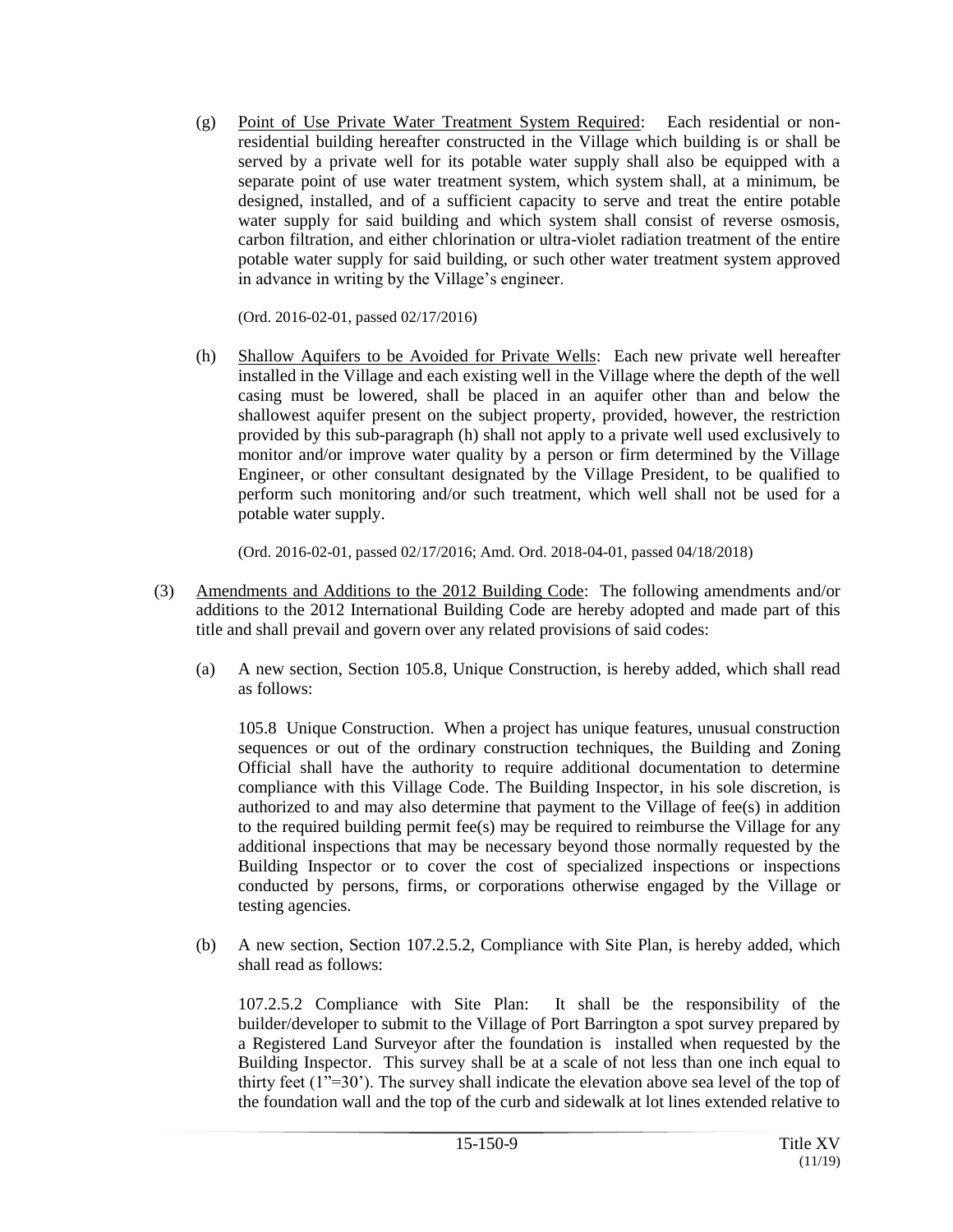(g) Point of Use Private Water Treatment System Required: Each residential or non-residential building hereafter constructed in the Village which building is or shall be served by a private well for its potable water supply shall also be equipped with a separate point of use water treatment system, which system shall, at a minimum, be designed, installed, and of a sufficient capacity to serve and treat the entire potable water supply for said building and which system shall consist of reverse osmosis, carbon filtration, and either chlorination or ultra-violet radiation treatment of the entire potable water supply for said building, or such other water treatment system approved in advance in writing by the Village's engineer.

(Ord. 2016-02-01, passed 02/17/2016)

(h) Shallow Aquifers to be Avoided for Private Wells: Each new private well hereafter installed in the Village and each existing well in the Village where the depth of the well casing must be lowered, shall be placed in an aquifer other than and below the shallowest aquifer present on the subject property, provided, however, the restriction provided by this sub-paragraph (h) shall not apply to a private well used exclusively to monitor and/or improve water quality by a person or firm determined by the Village Engineer, or other consultant designated by the Village President, to be qualified to perform such monitoring and/or such treatment, which well shall not be used for a potable water supply.

(Ord. 2016-02-01, passed 02/17/2016; Amd. Ord. 2018-04-01, passed 04/18/2018)

(3) Amendments and Additions to the 2012 Building Code: The following amendments and/or additions to the 2012 International Building Code are hereby adopted and made part of this title and shall prevail and govern over any related provisions of said codes:

(a) A new section, Section 105.8, Unique Construction, is hereby added, which shall read as follows:

105.8 Unique Construction. When a project has unique features, unusual construction sequences or out of the ordinary construction techniques, the Building and Zoning Official shall have the authority to require additional documentation to determine compliance with this Village Code. The Building Inspector, in his sole discretion, is authorized to and may also determine that payment to the Village of fee(s) in addition to the required building permit fee(s) may be required to reimburse the Village for any additional inspections that may be necessary beyond those normally requested by the Building Inspector or to cover the cost of specialized inspections or inspections conducted by persons, firms, or corporations otherwise engaged by the Village or testing agencies.

(b) A new section, Section 107.2.5.2, Compliance with Site Plan, is hereby added, which shall read as follows:

107.2.5.2 Compliance with Site Plan: It shall be the responsibility of the builder/developer to submit to the Village of Port Barrington a spot survey prepared by a Registered Land Surveyor after the foundation is installed when requested by the Building Inspector. This survey shall be at a scale of not less than one inch equal to thirty feet (1"=30'). The survey shall indicate the elevation above sea level of the top of the foundation wall and the top of the curb and sidewalk at lot lines extended relative to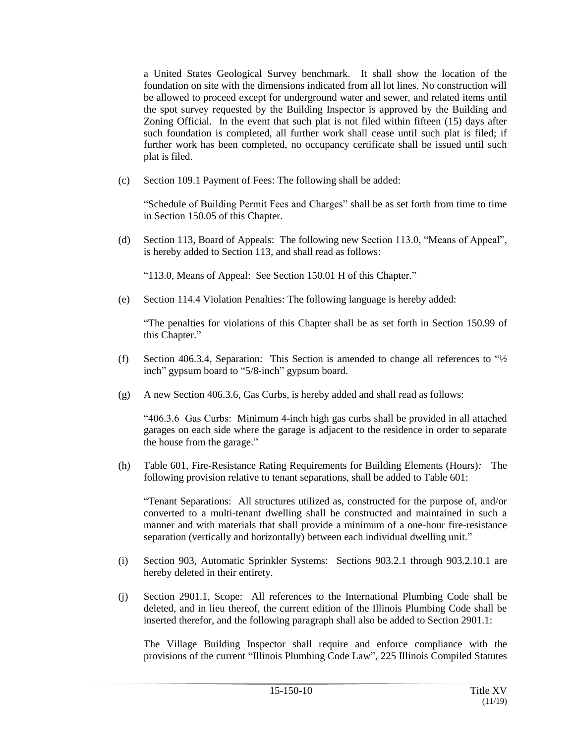a United States Geological Survey benchmark. It shall show the location of the foundation on site with the dimensions indicated from all lot lines. No construction will be allowed to proceed except for underground water and sewer, and related items until the spot survey requested by the Building Inspector is approved by the Building and Zoning Official. In the event that such plat is not filed within fifteen (15) days after such foundation is completed, all further work shall cease until such plat is filed; if further work has been completed, no occupancy certificate shall be issued until such plat is filed.

(c) Section 109.1 Payment of Fees: The following shall be added:

"Schedule of Building Permit Fees and Charges" shall be as set forth from time to time in Section 150.05 of this Chapter.

(d) Section 113, Board of Appeals: The following new Section 113.0, "Means of Appeal", is hereby added to Section 113, and shall read as follows:

"113.0, Means of Appeal: See Section 150.01 H of this Chapter."

(e) Section 114.4 Violation Penalties: The following language is hereby added:

"The penalties for violations of this Chapter shall be as set forth in Section 150.99 of this Chapter."

(f) Section 406.3.4, Separation: This Section is amended to change all references to "½ inch" gypsum board to "5/8-inch" gypsum board.

(g) A new Section 406.3.6, Gas Curbs, is hereby added and shall read as follows:

"406.3.6 Gas Curbs: Minimum 4-inch high gas curbs shall be provided in all attached garages on each side where the garage is adjacent to the residence in order to separate the house from the garage."

(h) Table 601, Fire-Resistance Rating Requirements for Building Elements (Hours)*:* The following provision relative to tenant separations, shall be added to Table 601:

"Tenant Separations: All structures utilized as, constructed for the purpose of, and/or converted to a multi-tenant dwelling shall be constructed and maintained in such a manner and with materials that shall provide a minimum of a one-hour fire-resistance separation (vertically and horizontally) between each individual dwelling unit."

(i) Section 903, Automatic Sprinkler Systems: Sections 903.2.1 through 903.2.10.1 are hereby deleted in their entirety.

(j) Section 2901.1, Scope: All references to the International Plumbing Code shall be deleted, and in lieu thereof, the current edition of the Illinois Plumbing Code shall be inserted therefor, and the following paragraph shall also be added to Section 2901.1:

The Village Building Inspector shall require and enforce compliance with the provisions of the current "Illinois Plumbing Code Law", 225 Illinois Compiled Statutes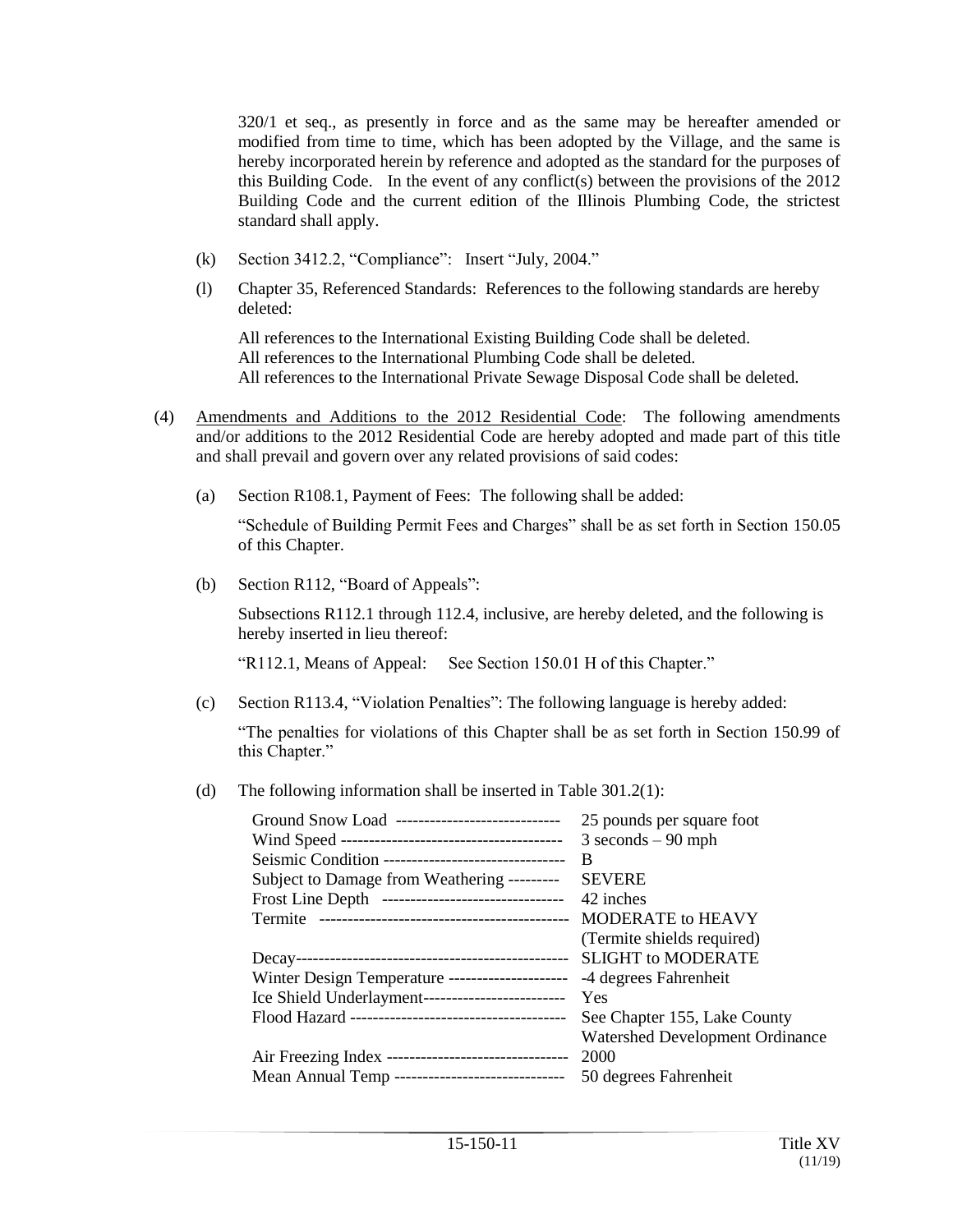320/1 et seq., as presently in force and as the same may be hereafter amended or modified from time to time, which has been adopted by the Village, and the same is hereby incorporated herein by reference and adopted as the standard for the purposes of this Building Code. In the event of any conflict(s) between the provisions of the 2012 Building Code and the current edition of the Illinois Plumbing Code, the strictest standard shall apply.

(k) Section 3412.2, "Compliance": Insert "July, 2004."

(l) Chapter 35, Referenced Standards: References to the following standards are hereby deleted:

All references to the International Existing Building Code shall be deleted.
All references to the International Plumbing Code shall be deleted.
All references to the International Private Sewage Disposal Code shall be deleted.

(4) Amendments and Additions to the 2012 Residential Code: The following amendments and/or additions to the 2012 Residential Code are hereby adopted and made part of this title and shall prevail and govern over any related provisions of said codes:

(a) Section R108.1, Payment of Fees: The following shall be added:

"Schedule of Building Permit Fees and Charges" shall be as set forth in Section 150.05 of this Chapter.

(b) Section R112, "Board of Appeals":

Subsections R112.1 through 112.4, inclusive, are hereby deleted, and the following is hereby inserted in lieu thereof:

"R112.1, Means of Appeal: See Section 150.01 H of this Chapter."

(c) Section R113.4, "Violation Penalties": The following language is hereby added:

"The penalties for violations of this Chapter shall be as set forth in Section 150.99 of this Chapter."

(d) The following information shall be inserted in Table 301.2(1):

| | |
|---|---|
| Ground Snow Load | 25 pounds per square foot |
| Wind Speed | 3 seconds – 90 mph |
| Seismic Condition | B |
| Subject to Damage from Weathering | SEVERE |
| Frost Line Depth | 42 inches |
| Termite | MODERATE to HEAVY (Termite shields required) |
| Decay | SLIGHT to MODERATE |
| Winter Design Temperature | -4 degrees Fahrenheit |
| Ice Shield Underlayment | Yes |
| Flood Hazard | See Chapter 155, Lake County Watershed Development Ordinance |
| Air Freezing Index | 2000 |
| Mean Annual Temp | 50 degrees Fahrenheit |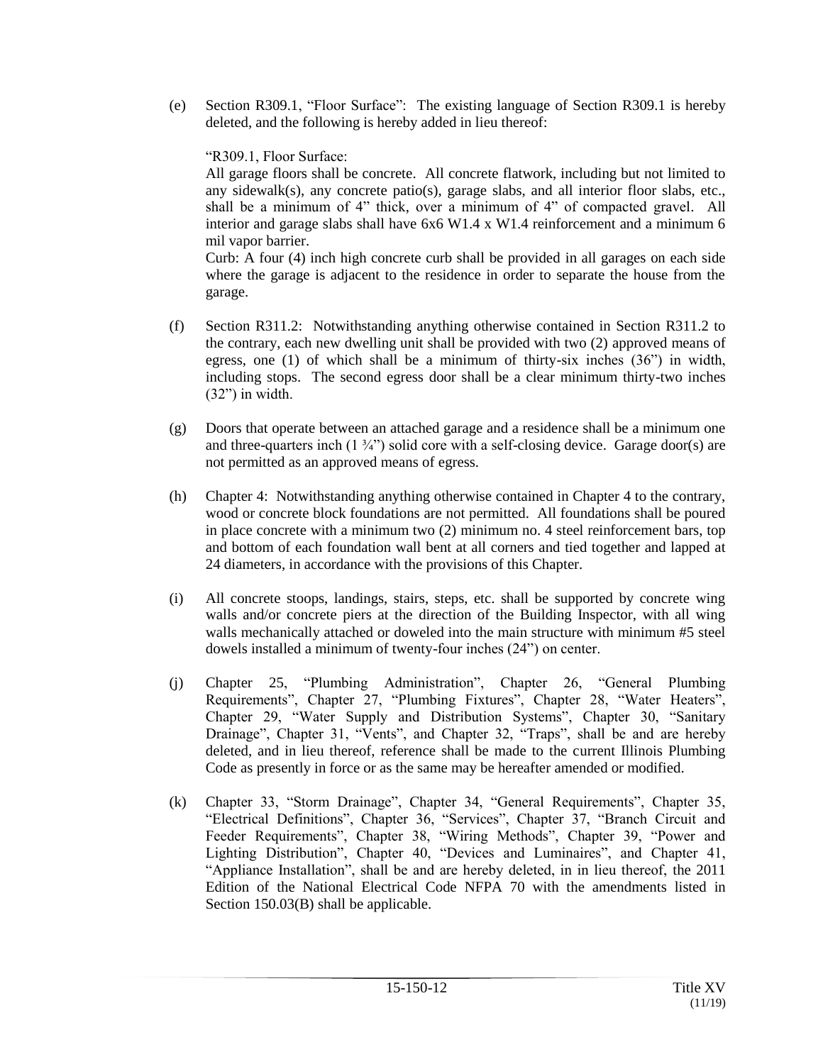(e) Section R309.1, "Floor Surface": The existing language of Section R309.1 is hereby deleted, and the following is hereby added in lieu thereof:

"R309.1, Floor Surface:

All garage floors shall be concrete. All concrete flatwork, including but not limited to any sidewalk(s), any concrete patio(s), garage slabs, and all interior floor slabs, etc., shall be a minimum of 4" thick, over a minimum of 4" of compacted gravel. All interior and garage slabs shall have 6x6 W1.4 x W1.4 reinforcement and a minimum 6 mil vapor barrier.

Curb: A four (4) inch high concrete curb shall be provided in all garages on each side where the garage is adjacent to the residence in order to separate the house from the garage.

(f) Section R311.2: Notwithstanding anything otherwise contained in Section R311.2 to the contrary, each new dwelling unit shall be provided with two (2) approved means of egress, one (1) of which shall be a minimum of thirty-six inches (36") in width, including stops. The second egress door shall be a clear minimum thirty-two inches (32") in width.

(g) Doors that operate between an attached garage and a residence shall be a minimum one and three-quarters inch (1 ¾") solid core with a self-closing device. Garage door(s) are not permitted as an approved means of egress.

(h) Chapter 4: Notwithstanding anything otherwise contained in Chapter 4 to the contrary, wood or concrete block foundations are not permitted. All foundations shall be poured in place concrete with a minimum two (2) minimum no. 4 steel reinforcement bars, top and bottom of each foundation wall bent at all corners and tied together and lapped at 24 diameters, in accordance with the provisions of this Chapter.

(i) All concrete stoops, landings, stairs, steps, etc. shall be supported by concrete wing walls and/or concrete piers at the direction of the Building Inspector, with all wing walls mechanically attached or doweled into the main structure with minimum #5 steel dowels installed a minimum of twenty-four inches (24") on center.

(j) Chapter 25, "Plumbing Administration", Chapter 26, "General Plumbing Requirements", Chapter 27, "Plumbing Fixtures", Chapter 28, "Water Heaters", Chapter 29, "Water Supply and Distribution Systems", Chapter 30, "Sanitary Drainage", Chapter 31, "Vents", and Chapter 32, "Traps", shall be and are hereby deleted, and in lieu thereof, reference shall be made to the current Illinois Plumbing Code as presently in force or as the same may be hereafter amended or modified.

(k) Chapter 33, "Storm Drainage", Chapter 34, "General Requirements", Chapter 35, "Electrical Definitions", Chapter 36, "Services", Chapter 37, "Branch Circuit and Feeder Requirements", Chapter 38, "Wiring Methods", Chapter 39, "Power and Lighting Distribution", Chapter 40, "Devices and Luminaires", and Chapter 41, "Appliance Installation", shall be and are hereby deleted, in in lieu thereof, the 2011 Edition of the National Electrical Code NFPA 70 with the amendments listed in Section 150.03(B) shall be applicable.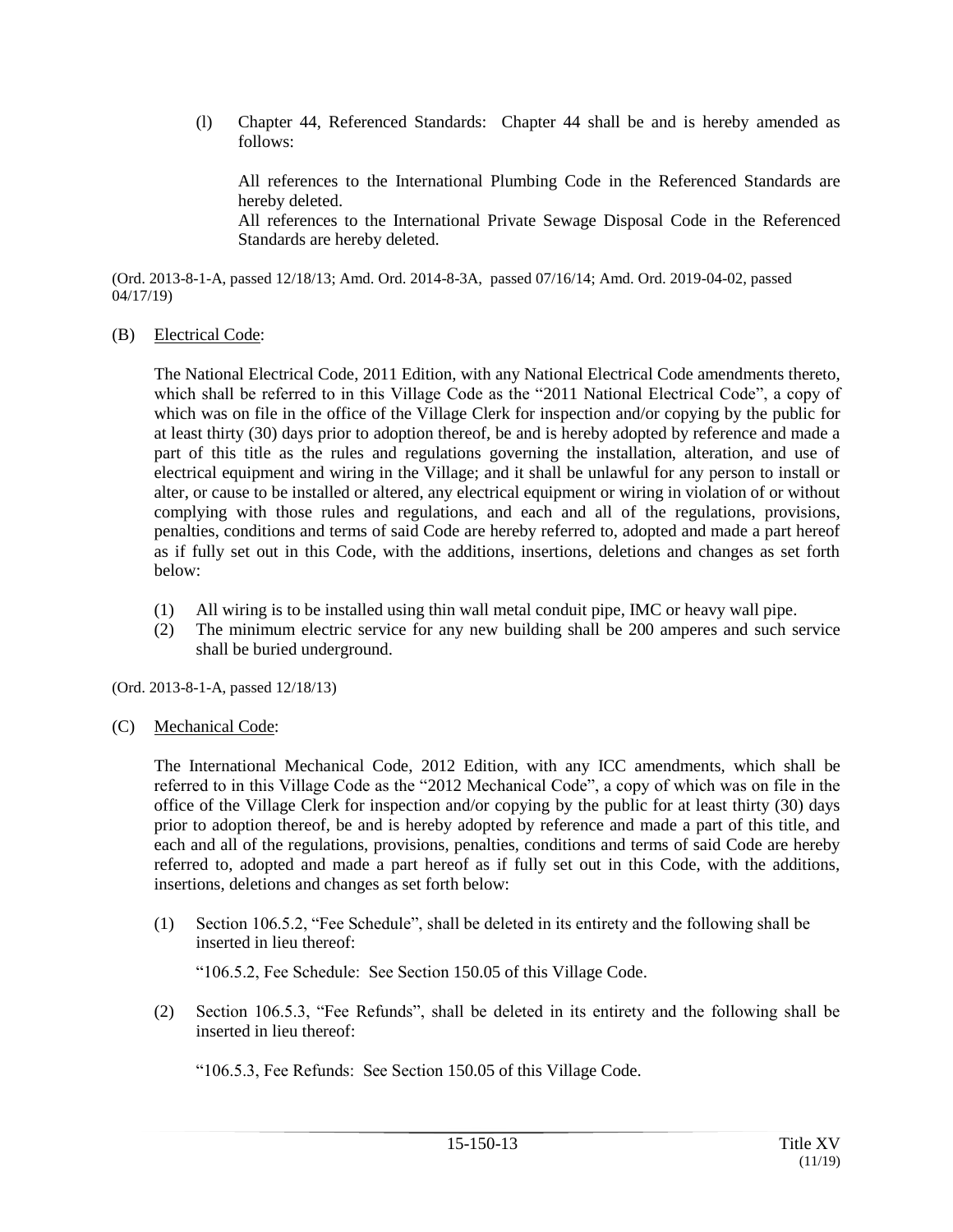(l) Chapter 44, Referenced Standards: Chapter 44 shall be and is hereby amended as follows:

All references to the International Plumbing Code in the Referenced Standards are hereby deleted.
All references to the International Private Sewage Disposal Code in the Referenced Standards are hereby deleted.

(Ord. 2013-8-1-A, passed 12/18/13; Amd. Ord. 2014-8-3A, passed 07/16/14; Amd. Ord. 2019-04-02, passed 04/17/19)

(B) Electrical Code:

The National Electrical Code, 2011 Edition, with any National Electrical Code amendments thereto, which shall be referred to in this Village Code as the "2011 National Electrical Code", a copy of which was on file in the office of the Village Clerk for inspection and/or copying by the public for at least thirty (30) days prior to adoption thereof, be and is hereby adopted by reference and made a part of this title as the rules and regulations governing the installation, alteration, and use of electrical equipment and wiring in the Village; and it shall be unlawful for any person to install or alter, or cause to be installed or altered, any electrical equipment or wiring in violation of or without complying with those rules and regulations, and each and all of the regulations, provisions, penalties, conditions and terms of said Code are hereby referred to, adopted and made a part hereof as if fully set out in this Code, with the additions, insertions, deletions and changes as set forth below:

(1) All wiring is to be installed using thin wall metal conduit pipe, IMC or heavy wall pipe.
(2) The minimum electric service for any new building shall be 200 amperes and such service shall be buried underground.

(Ord. 2013-8-1-A, passed 12/18/13)

(C) Mechanical Code:

The International Mechanical Code, 2012 Edition, with any ICC amendments, which shall be referred to in this Village Code as the "2012 Mechanical Code", a copy of which was on file in the office of the Village Clerk for inspection and/or copying by the public for at least thirty (30) days prior to adoption thereof, be and is hereby adopted by reference and made a part of this title, and each and all of the regulations, provisions, penalties, conditions and terms of said Code are hereby referred to, adopted and made a part hereof as if fully set out in this Code, with the additions, insertions, deletions and changes as set forth below:

(1) Section 106.5.2, "Fee Schedule", shall be deleted in its entirety and the following shall be inserted in lieu thereof:

"106.5.2, Fee Schedule: See Section 150.05 of this Village Code.

(2) Section 106.5.3, "Fee Refunds", shall be deleted in its entirety and the following shall be inserted in lieu thereof:

"106.5.3, Fee Refunds: See Section 150.05 of this Village Code.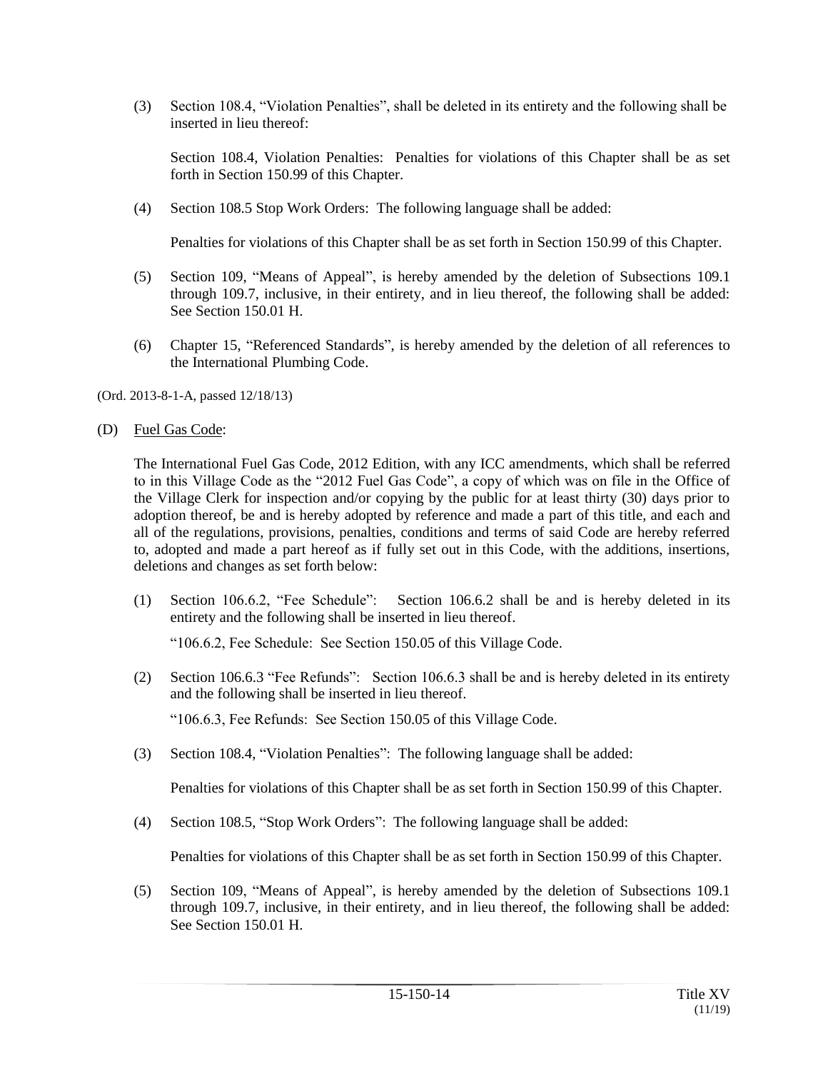(3) Section 108.4, "Violation Penalties", shall be deleted in its entirety and the following shall be inserted in lieu thereof:

Section 108.4, Violation Penalties: Penalties for violations of this Chapter shall be as set forth in Section 150.99 of this Chapter.

(4) Section 108.5 Stop Work Orders: The following language shall be added:

Penalties for violations of this Chapter shall be as set forth in Section 150.99 of this Chapter.

(5) Section 109, "Means of Appeal", is hereby amended by the deletion of Subsections 109.1 through 109.7, inclusive, in their entirety, and in lieu thereof, the following shall be added: See Section 150.01 H.

(6) Chapter 15, "Referenced Standards", is hereby amended by the deletion of all references to the International Plumbing Code.

(Ord. 2013-8-1-A, passed 12/18/13)

(D) <u>Fuel Gas Code</u>:

The International Fuel Gas Code, 2012 Edition, with any ICC amendments, which shall be referred to in this Village Code as the "2012 Fuel Gas Code", a copy of which was on file in the Office of the Village Clerk for inspection and/or copying by the public for at least thirty (30) days prior to adoption thereof, be and is hereby adopted by reference and made a part of this title, and each and all of the regulations, provisions, penalties, conditions and terms of said Code are hereby referred to, adopted and made a part hereof as if fully set out in this Code, with the additions, insertions, deletions and changes as set forth below:

(1) Section 106.6.2, "Fee Schedule": Section 106.6.2 shall be and is hereby deleted in its entirety and the following shall be inserted in lieu thereof.

"106.6.2, Fee Schedule: See Section 150.05 of this Village Code.

(2) Section 106.6.3 "Fee Refunds": Section 106.6.3 shall be and is hereby deleted in its entirety and the following shall be inserted in lieu thereof.

"106.6.3, Fee Refunds: See Section 150.05 of this Village Code.

(3) Section 108.4, "Violation Penalties": The following language shall be added:

Penalties for violations of this Chapter shall be as set forth in Section 150.99 of this Chapter.

(4) Section 108.5, "Stop Work Orders": The following language shall be added:

Penalties for violations of this Chapter shall be as set forth in Section 150.99 of this Chapter.

(5) Section 109, "Means of Appeal", is hereby amended by the deletion of Subsections 109.1 through 109.7, inclusive, in their entirety, and in lieu thereof, the following shall be added: See Section 150.01 H.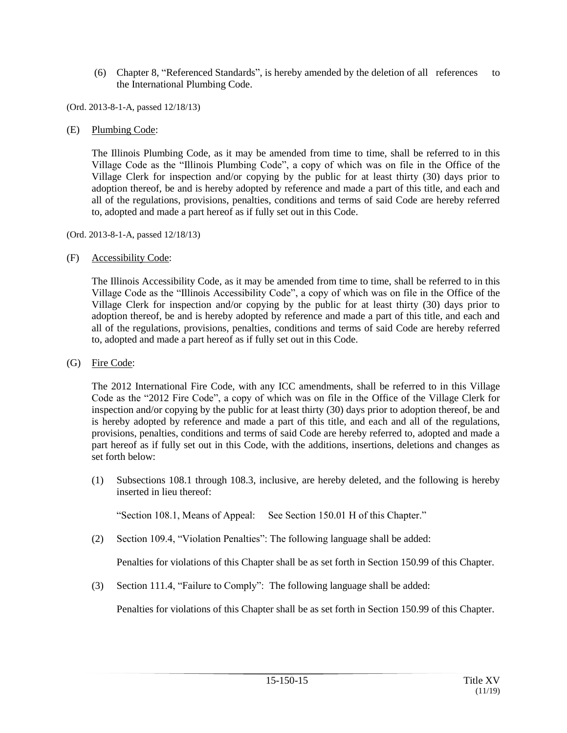(6) Chapter 8, "Referenced Standards", is hereby amended by the deletion of all references to the International Plumbing Code.

(Ord. 2013-8-1-A, passed 12/18/13)

(E) Plumbing Code:

The Illinois Plumbing Code, as it may be amended from time to time, shall be referred to in this Village Code as the "Illinois Plumbing Code", a copy of which was on file in the Office of the Village Clerk for inspection and/or copying by the public for at least thirty (30) days prior to adoption thereof, be and is hereby adopted by reference and made a part of this title, and each and all of the regulations, provisions, penalties, conditions and terms of said Code are hereby referred to, adopted and made a part hereof as if fully set out in this Code.

(Ord. 2013-8-1-A, passed 12/18/13)

(F) Accessibility Code:

The Illinois Accessibility Code, as it may be amended from time to time, shall be referred to in this Village Code as the "Illinois Accessibility Code", a copy of which was on file in the Office of the Village Clerk for inspection and/or copying by the public for at least thirty (30) days prior to adoption thereof, be and is hereby adopted by reference and made a part of this title, and each and all of the regulations, provisions, penalties, conditions and terms of said Code are hereby referred to, adopted and made a part hereof as if fully set out in this Code.

(G) Fire Code:

The 2012 International Fire Code, with any ICC amendments, shall be referred to in this Village Code as the "2012 Fire Code", a copy of which was on file in the Office of the Village Clerk for inspection and/or copying by the public for at least thirty (30) days prior to adoption thereof, be and is hereby adopted by reference and made a part of this title, and each and all of the regulations, provisions, penalties, conditions and terms of said Code are hereby referred to, adopted and made a part hereof as if fully set out in this Code, with the additions, insertions, deletions and changes as set forth below:

(1) Subsections 108.1 through 108.3, inclusive, are hereby deleted, and the following is hereby inserted in lieu thereof:

"Section 108.1, Means of Appeal: See Section 150.01 H of this Chapter."

(2) Section 109.4, "Violation Penalties": The following language shall be added:

Penalties for violations of this Chapter shall be as set forth in Section 150.99 of this Chapter.

(3) Section 111.4, "Failure to Comply": The following language shall be added:

Penalties for violations of this Chapter shall be as set forth in Section 150.99 of this Chapter.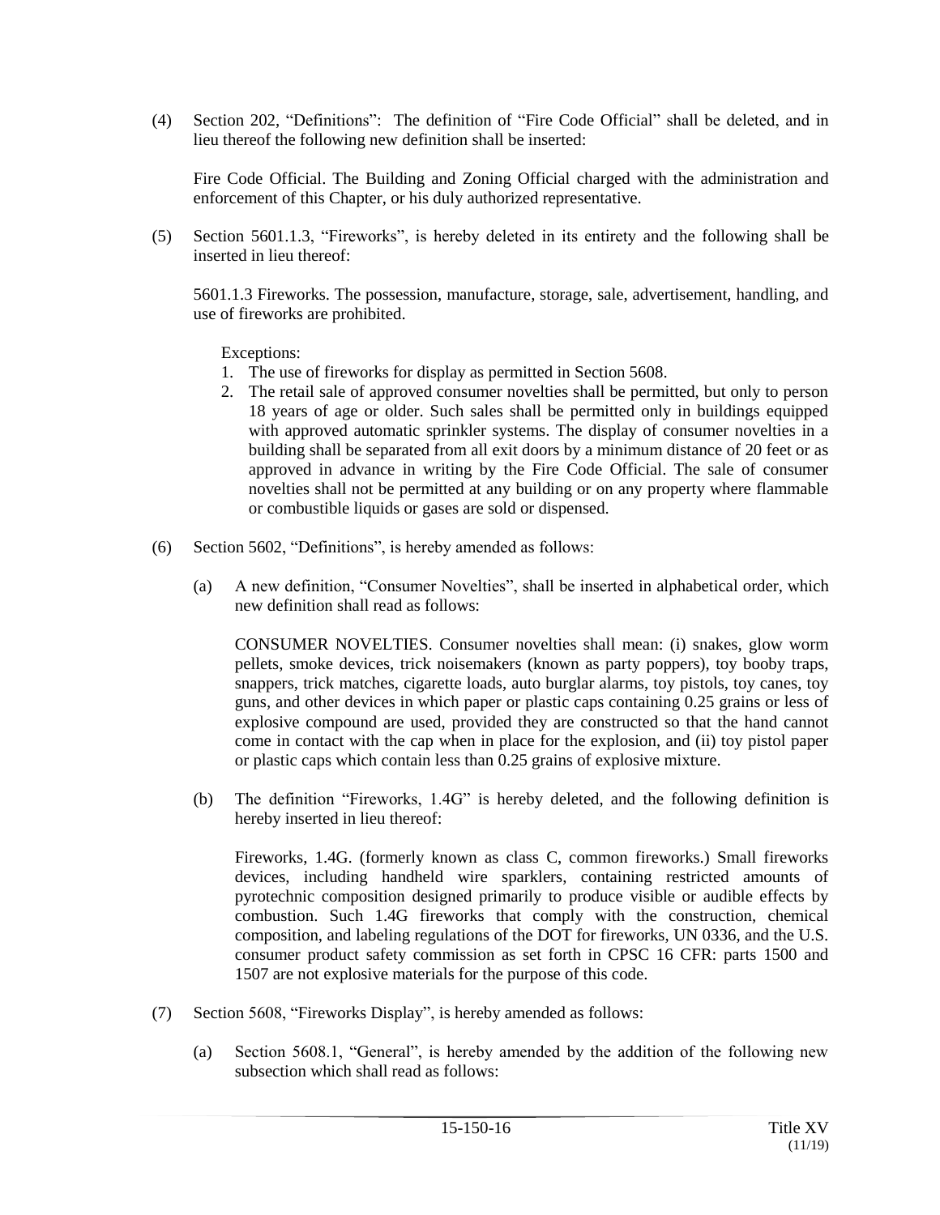(4) Section 202, "Definitions": The definition of "Fire Code Official" shall be deleted, and in lieu thereof the following new definition shall be inserted:

Fire Code Official. The Building and Zoning Official charged with the administration and enforcement of this Chapter, or his duly authorized representative.

(5) Section 5601.1.3, "Fireworks", is hereby deleted in its entirety and the following shall be inserted in lieu thereof:

5601.1.3 Fireworks. The possession, manufacture, storage, sale, advertisement, handling, and use of fireworks are prohibited.

Exceptions:

1. The use of fireworks for display as permitted in Section 5608.
2. The retail sale of approved consumer novelties shall be permitted, but only to person 18 years of age or older. Such sales shall be permitted only in buildings equipped with approved automatic sprinkler systems. The display of consumer novelties in a building shall be separated from all exit doors by a minimum distance of 20 feet or as approved in advance in writing by the Fire Code Official. The sale of consumer novelties shall not be permitted at any building or on any property where flammable or combustible liquids or gases are sold or dispensed.

(6) Section 5602, "Definitions", is hereby amended as follows:

(a) A new definition, "Consumer Novelties", shall be inserted in alphabetical order, which new definition shall read as follows:

CONSUMER NOVELTIES. Consumer novelties shall mean: (i) snakes, glow worm pellets, smoke devices, trick noisemakers (known as party poppers), toy booby traps, snappers, trick matches, cigarette loads, auto burglar alarms, toy pistols, toy canes, toy guns, and other devices in which paper or plastic caps containing 0.25 grains or less of explosive compound are used, provided they are constructed so that the hand cannot come in contact with the cap when in place for the explosion, and (ii) toy pistol paper or plastic caps which contain less than 0.25 grains of explosive mixture.

(b) The definition "Fireworks, 1.4G" is hereby deleted, and the following definition is hereby inserted in lieu thereof:

Fireworks, 1.4G. (formerly known as class C, common fireworks.) Small fireworks devices, including handheld wire sparklers, containing restricted amounts of pyrotechnic composition designed primarily to produce visible or audible effects by combustion. Such 1.4G fireworks that comply with the construction, chemical composition, and labeling regulations of the DOT for fireworks, UN 0336, and the U.S. consumer product safety commission as set forth in CPSC 16 CFR: parts 1500 and 1507 are not explosive materials for the purpose of this code.

(7) Section 5608, "Fireworks Display", is hereby amended as follows:

(a) Section 5608.1, "General", is hereby amended by the addition of the following new subsection which shall read as follows: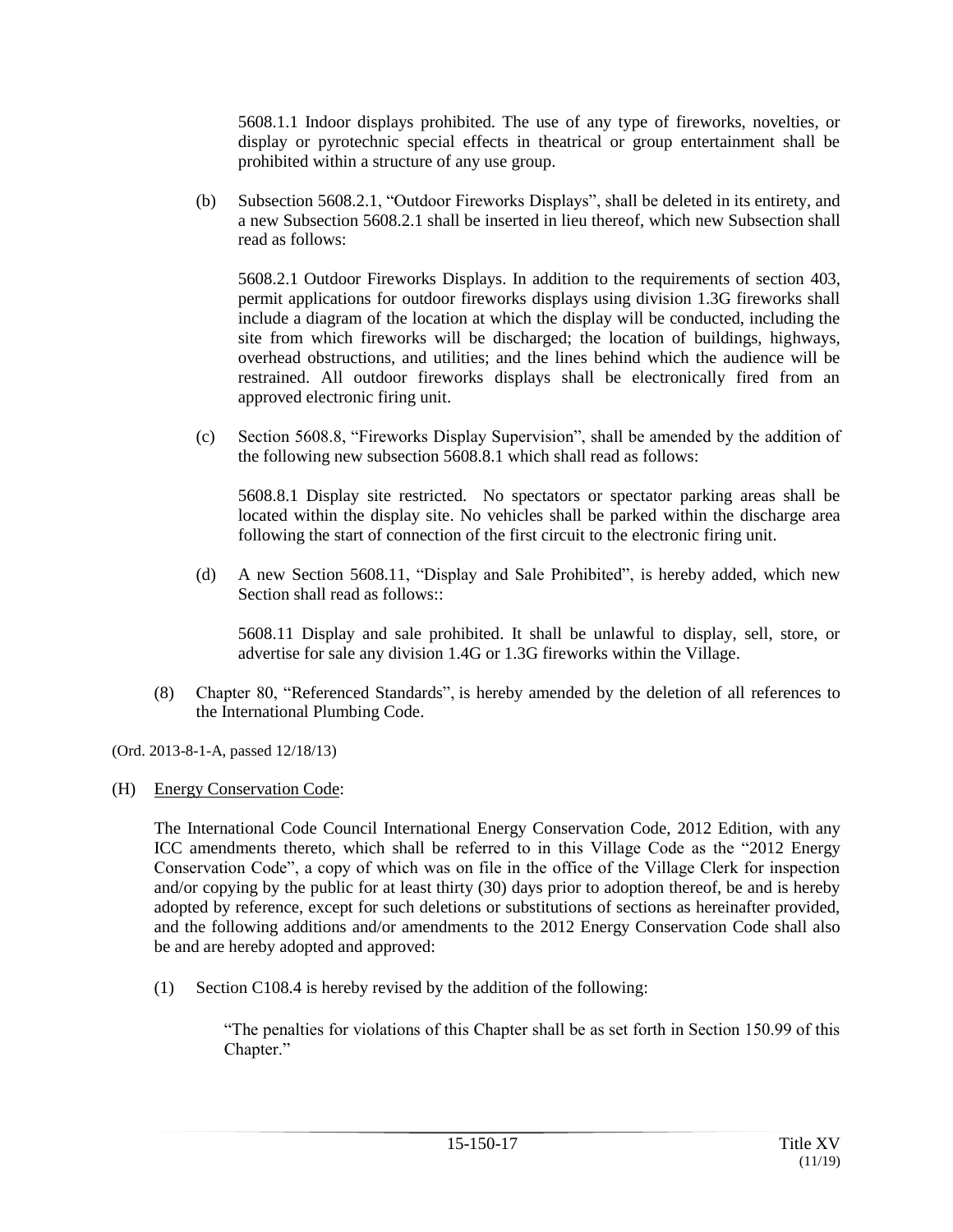5608.1.1 Indoor displays prohibited. The use of any type of fireworks, novelties, or display or pyrotechnic special effects in theatrical or group entertainment shall be prohibited within a structure of any use group.

(b) Subsection 5608.2.1, "Outdoor Fireworks Displays", shall be deleted in its entirety, and a new Subsection 5608.2.1 shall be inserted in lieu thereof, which new Subsection shall read as follows:

5608.2.1 Outdoor Fireworks Displays. In addition to the requirements of section 403, permit applications for outdoor fireworks displays using division 1.3G fireworks shall include a diagram of the location at which the display will be conducted, including the site from which fireworks will be discharged; the location of buildings, highways, overhead obstructions, and utilities; and the lines behind which the audience will be restrained. All outdoor fireworks displays shall be electronically fired from an approved electronic firing unit.

(c) Section 5608.8, "Fireworks Display Supervision", shall be amended by the addition of the following new subsection 5608.8.1 which shall read as follows:

5608.8.1 Display site restricted. No spectators or spectator parking areas shall be located within the display site. No vehicles shall be parked within the discharge area following the start of connection of the first circuit to the electronic firing unit.

(d) A new Section 5608.11, "Display and Sale Prohibited", is hereby added, which new Section shall read as follows::

5608.11 Display and sale prohibited. It shall be unlawful to display, sell, store, or advertise for sale any division 1.4G or 1.3G fireworks within the Village.

(8) Chapter 80, "Referenced Standards", is hereby amended by the deletion of all references to the International Plumbing Code.

(Ord. 2013-8-1-A, passed 12/18/13)

(H) Energy Conservation Code:

The International Code Council International Energy Conservation Code, 2012 Edition, with any ICC amendments thereto, which shall be referred to in this Village Code as the "2012 Energy Conservation Code", a copy of which was on file in the office of the Village Clerk for inspection and/or copying by the public for at least thirty (30) days prior to adoption thereof, be and is hereby adopted by reference, except for such deletions or substitutions of sections as hereinafter provided, and the following additions and/or amendments to the 2012 Energy Conservation Code shall also be and are hereby adopted and approved:

(1) Section C108.4 is hereby revised by the addition of the following:

"The penalties for violations of this Chapter shall be as set forth in Section 150.99 of this Chapter."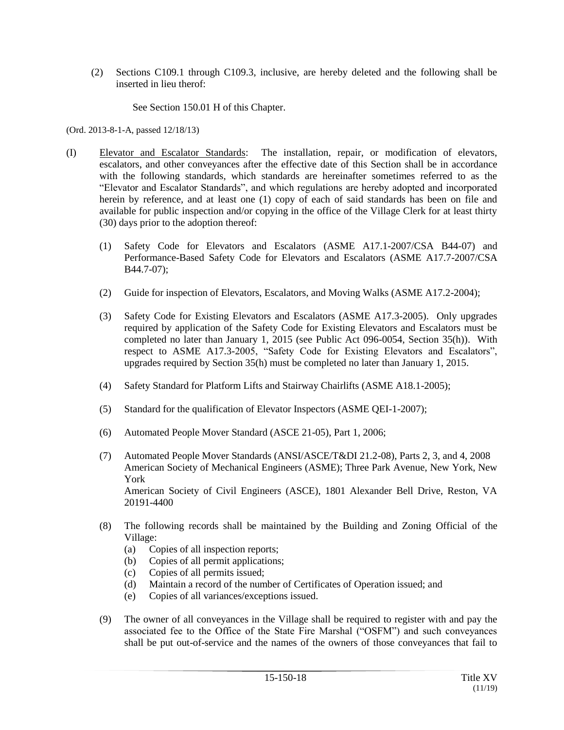(2) Sections C109.1 through C109.3, inclusive, are hereby deleted and the following shall be inserted in lieu therof:

See Section 150.01 H of this Chapter.

(Ord. 2013-8-1-A, passed 12/18/13)

(I) Elevator and Escalator Standards: The installation, repair, or modification of elevators, escalators, and other conveyances after the effective date of this Section shall be in accordance with the following standards, which standards are hereinafter sometimes referred to as the "Elevator and Escalator Standards", and which regulations are hereby adopted and incorporated herein by reference, and at least one (1) copy of each of said standards has been on file and available for public inspection and/or copying in the office of the Village Clerk for at least thirty (30) days prior to the adoption thereof:

(1) Safety Code for Elevators and Escalators (ASME A17.1-2007/CSA B44-07) and Performance-Based Safety Code for Elevators and Escalators (ASME A17.7-2007/CSA B44.7-07);

(2) Guide for inspection of Elevators, Escalators, and Moving Walks (ASME A17.2-2004);

(3) Safety Code for Existing Elevators and Escalators (ASME A17.3-2005). Only upgrades required by application of the Safety Code for Existing Elevators and Escalators must be completed no later than January 1, 2015 (see Public Act 096-0054, Section 35(h)). With respect to ASME A17.3-2005, "Safety Code for Existing Elevators and Escalators", upgrades required by Section 35(h) must be completed no later than January 1, 2015.

(4) Safety Standard for Platform Lifts and Stairway Chairlifts (ASME A18.1-2005);

(5) Standard for the qualification of Elevator Inspectors (ASME QEI-1-2007);

(6) Automated People Mover Standard (ASCE 21-05), Part 1, 2006;

(7) Automated People Mover Standards (ANSI/ASCE/T&DI 21.2-08), Parts 2, 3, and 4, 2008
American Society of Mechanical Engineers (ASME); Three Park Avenue, New York, New York
American Society of Civil Engineers (ASCE), 1801 Alexander Bell Drive, Reston, VA 20191-4400

(8) The following records shall be maintained by the Building and Zoning Official of the Village:
  (a) Copies of all inspection reports;
  (b) Copies of all permit applications;
  (c) Copies of all permits issued;
  (d) Maintain a record of the number of Certificates of Operation issued; and
  (e) Copies of all variances/exceptions issued.

(9) The owner of all conveyances in the Village shall be required to register with and pay the associated fee to the Office of the State Fire Marshal ("OSFM") and such conveyances shall be put out-of-service and the names of the owners of those conveyances that fail to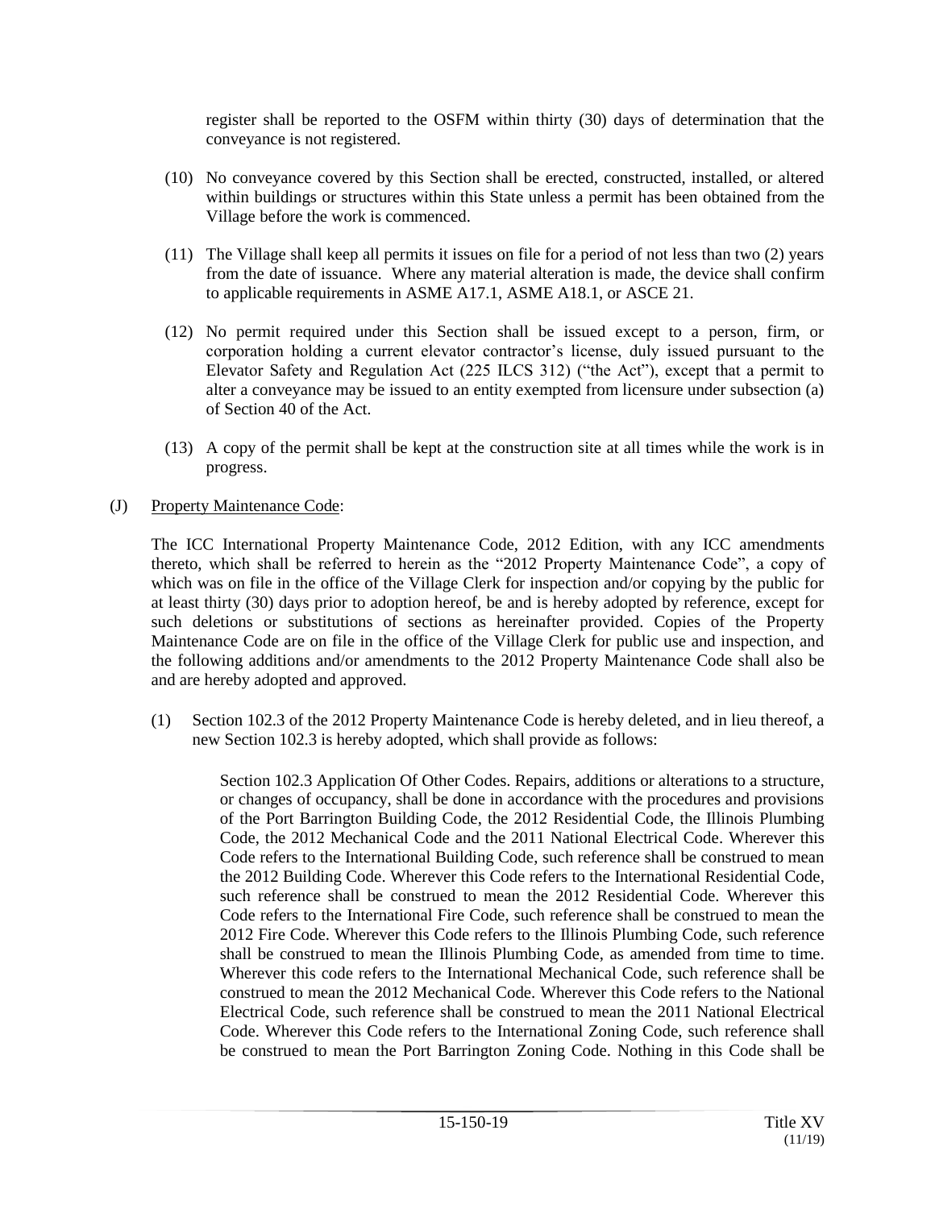register shall be reported to the OSFM within thirty (30) days of determination that the conveyance is not registered.

(10) No conveyance covered by this Section shall be erected, constructed, installed, or altered within buildings or structures within this State unless a permit has been obtained from the Village before the work is commenced.

(11) The Village shall keep all permits it issues on file for a period of not less than two (2) years from the date of issuance. Where any material alteration is made, the device shall confirm to applicable requirements in ASME A17.1, ASME A18.1, or ASCE 21.

(12) No permit required under this Section shall be issued except to a person, firm, or corporation holding a current elevator contractor's license, duly issued pursuant to the Elevator Safety and Regulation Act (225 ILCS 312) ("the Act"), except that a permit to alter a conveyance may be issued to an entity exempted from licensure under subsection (a) of Section 40 of the Act.

(13) A copy of the permit shall be kept at the construction site at all times while the work is in progress.

(J) Property Maintenance Code:

The ICC International Property Maintenance Code, 2012 Edition, with any ICC amendments thereto, which shall be referred to herein as the "2012 Property Maintenance Code", a copy of which was on file in the office of the Village Clerk for inspection and/or copying by the public for at least thirty (30) days prior to adoption hereof, be and is hereby adopted by reference, except for such deletions or substitutions of sections as hereinafter provided. Copies of the Property Maintenance Code are on file in the office of the Village Clerk for public use and inspection, and the following additions and/or amendments to the 2012 Property Maintenance Code shall also be and are hereby adopted and approved.

(1) Section 102.3 of the 2012 Property Maintenance Code is hereby deleted, and in lieu thereof, a new Section 102.3 is hereby adopted, which shall provide as follows:

> Section 102.3 Application Of Other Codes. Repairs, additions or alterations to a structure, or changes of occupancy, shall be done in accordance with the procedures and provisions of the Port Barrington Building Code, the 2012 Residential Code, the Illinois Plumbing Code, the 2012 Mechanical Code and the 2011 National Electrical Code. Wherever this Code refers to the International Building Code, such reference shall be construed to mean the 2012 Building Code. Wherever this Code refers to the International Residential Code, such reference shall be construed to mean the 2012 Residential Code. Wherever this Code refers to the International Fire Code, such reference shall be construed to mean the 2012 Fire Code. Wherever this Code refers to the Illinois Plumbing Code, such reference shall be construed to mean the Illinois Plumbing Code, as amended from time to time. Wherever this code refers to the International Mechanical Code, such reference shall be construed to mean the 2012 Mechanical Code. Wherever this Code refers to the National Electrical Code, such reference shall be construed to mean the 2011 National Electrical Code. Wherever this Code refers to the International Zoning Code, such reference shall be construed to mean the Port Barrington Zoning Code. Nothing in this Code shall be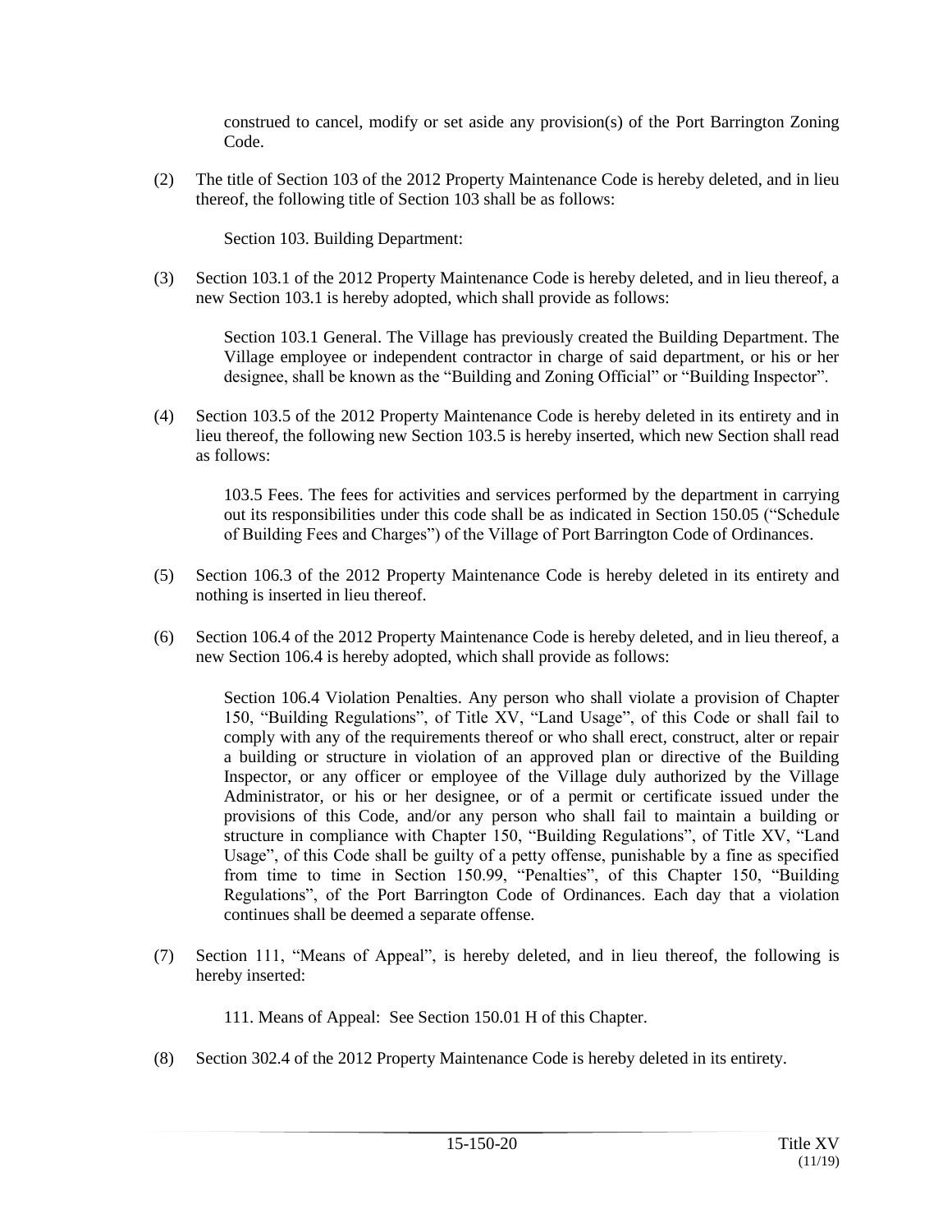construed to cancel, modify or set aside any provision(s) of the Port Barrington Zoning Code.

(2) The title of Section 103 of the 2012 Property Maintenance Code is hereby deleted, and in lieu thereof, the following title of Section 103 shall be as follows:

> Section 103. Building Department:

(3) Section 103.1 of the 2012 Property Maintenance Code is hereby deleted, and in lieu thereof, a new Section 103.1 is hereby adopted, which shall provide as follows:

> Section 103.1 General. The Village has previously created the Building Department. The Village employee or independent contractor in charge of said department, or his or her designee, shall be known as the "Building and Zoning Official" or "Building Inspector".

(4) Section 103.5 of the 2012 Property Maintenance Code is hereby deleted in its entirety and in lieu thereof, the following new Section 103.5 is hereby inserted, which new Section shall read as follows:

> 103.5 Fees. The fees for activities and services performed by the department in carrying out its responsibilities under this code shall be as indicated in Section 150.05 ("Schedule of Building Fees and Charges") of the Village of Port Barrington Code of Ordinances.

(5) Section 106.3 of the 2012 Property Maintenance Code is hereby deleted in its entirety and nothing is inserted in lieu thereof.

(6) Section 106.4 of the 2012 Property Maintenance Code is hereby deleted, and in lieu thereof, a new Section 106.4 is hereby adopted, which shall provide as follows:

> Section 106.4 Violation Penalties. Any person who shall violate a provision of Chapter 150, "Building Regulations", of Title XV, "Land Usage", of this Code or shall fail to comply with any of the requirements thereof or who shall erect, construct, alter or repair a building or structure in violation of an approved plan or directive of the Building Inspector, or any officer or employee of the Village duly authorized by the Village Administrator, or his or her designee, or of a permit or certificate issued under the provisions of this Code, and/or any person who shall fail to maintain a building or structure in compliance with Chapter 150, "Building Regulations", of Title XV, "Land Usage", of this Code shall be guilty of a petty offense, punishable by a fine as specified from time to time in Section 150.99, "Penalties", of this Chapter 150, "Building Regulations", of the Port Barrington Code of Ordinances. Each day that a violation continues shall be deemed a separate offense.

(7) Section 111, "Means of Appeal", is hereby deleted, and in lieu thereof, the following is hereby inserted:

> 111. Means of Appeal: See Section 150.01 H of this Chapter.

(8) Section 302.4 of the 2012 Property Maintenance Code is hereby deleted in its entirety.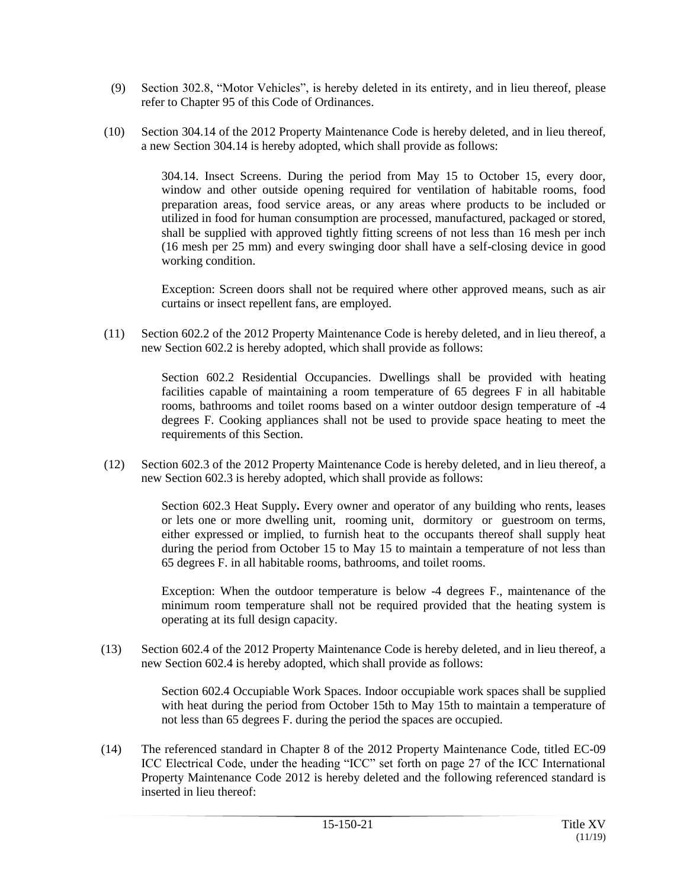(9) Section 302.8, "Motor Vehicles", is hereby deleted in its entirety, and in lieu thereof, please refer to Chapter 95 of this Code of Ordinances.

(10) Section 304.14 of the 2012 Property Maintenance Code is hereby deleted, and in lieu thereof, a new Section 304.14 is hereby adopted, which shall provide as follows:

> 304.14. Insect Screens. During the period from May 15 to October 15, every door, window and other outside opening required for ventilation of habitable rooms, food preparation areas, food service areas, or any areas where products to be included or utilized in food for human consumption are processed, manufactured, packaged or stored, shall be supplied with approved tightly fitting screens of not less than 16 mesh per inch (16 mesh per 25 mm) and every swinging door shall have a self-closing device in good working condition.
>
> Exception: Screen doors shall not be required where other approved means, such as air curtains or insect repellent fans, are employed.

(11) Section 602.2 of the 2012 Property Maintenance Code is hereby deleted, and in lieu thereof, a new Section 602.2 is hereby adopted, which shall provide as follows:

> Section 602.2 Residential Occupancies. Dwellings shall be provided with heating facilities capable of maintaining a room temperature of 65 degrees F in all habitable rooms, bathrooms and toilet rooms based on a winter outdoor design temperature of -4 degrees F. Cooking appliances shall not be used to provide space heating to meet the requirements of this Section.

(12) Section 602.3 of the 2012 Property Maintenance Code is hereby deleted, and in lieu thereof, a new Section 602.3 is hereby adopted, which shall provide as follows:

> Section 602.3 Heat Supply**.** Every owner and operator of any building who rents, leases or lets one or more dwelling unit, rooming unit, dormitory or guestroom on terms, either expressed or implied, to furnish heat to the occupants thereof shall supply heat during the period from October 15 to May 15 to maintain a temperature of not less than 65 degrees F. in all habitable rooms, bathrooms, and toilet rooms.
>
> Exception: When the outdoor temperature is below -4 degrees F., maintenance of the minimum room temperature shall not be required provided that the heating system is operating at its full design capacity.

(13) Section 602.4 of the 2012 Property Maintenance Code is hereby deleted, and in lieu thereof, a new Section 602.4 is hereby adopted, which shall provide as follows:

> Section 602.4 Occupiable Work Spaces. Indoor occupiable work spaces shall be supplied with heat during the period from October 15th to May 15th to maintain a temperature of not less than 65 degrees F. during the period the spaces are occupied.

(14) The referenced standard in Chapter 8 of the 2012 Property Maintenance Code, titled EC-09 ICC Electrical Code, under the heading "ICC" set forth on page 27 of the ICC International Property Maintenance Code 2012 is hereby deleted and the following referenced standard is inserted in lieu thereof: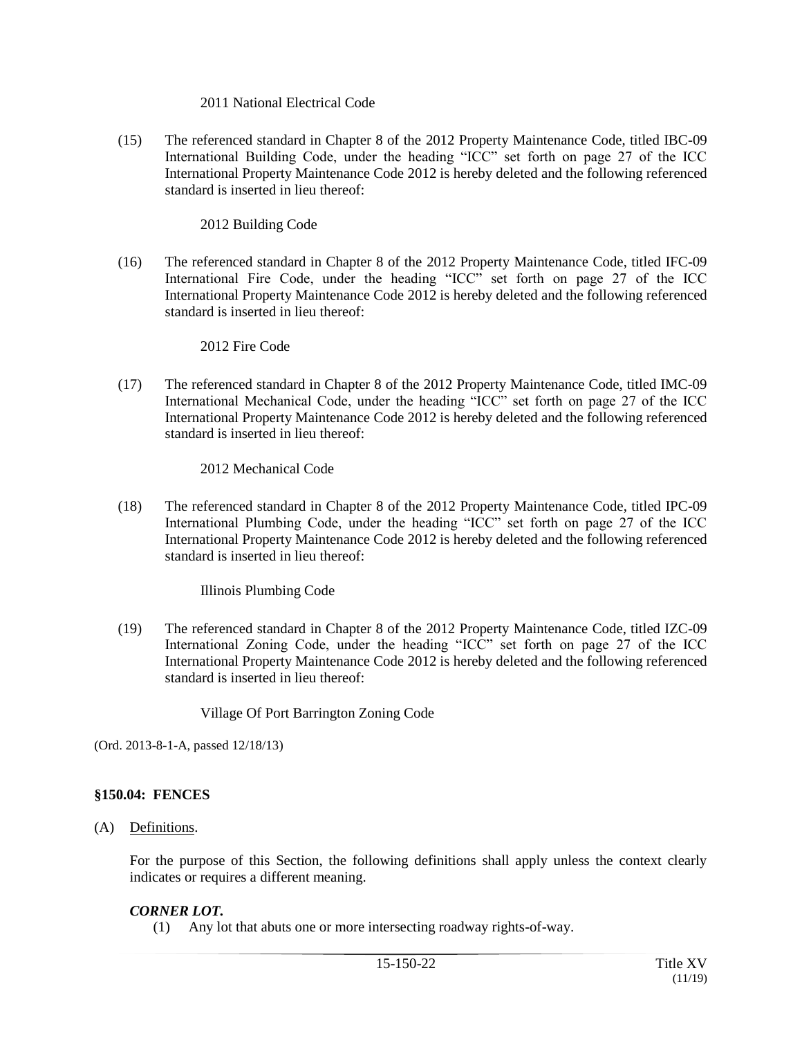2011 National Electrical Code

(15) The referenced standard in Chapter 8 of the 2012 Property Maintenance Code, titled IBC-09 International Building Code, under the heading "ICC" set forth on page 27 of the ICC International Property Maintenance Code 2012 is hereby deleted and the following referenced standard is inserted in lieu thereof:

2012 Building Code

(16) The referenced standard in Chapter 8 of the 2012 Property Maintenance Code, titled IFC-09 International Fire Code, under the heading "ICC" set forth on page 27 of the ICC International Property Maintenance Code 2012 is hereby deleted and the following referenced standard is inserted in lieu thereof:

2012 Fire Code

(17) The referenced standard in Chapter 8 of the 2012 Property Maintenance Code, titled IMC-09 International Mechanical Code, under the heading "ICC" set forth on page 27 of the ICC International Property Maintenance Code 2012 is hereby deleted and the following referenced standard is inserted in lieu thereof:

2012 Mechanical Code

(18) The referenced standard in Chapter 8 of the 2012 Property Maintenance Code, titled IPC-09 International Plumbing Code, under the heading "ICC" set forth on page 27 of the ICC International Property Maintenance Code 2012 is hereby deleted and the following referenced standard is inserted in lieu thereof:

Illinois Plumbing Code

(19) The referenced standard in Chapter 8 of the 2012 Property Maintenance Code, titled IZC-09 International Zoning Code, under the heading "ICC" set forth on page 27 of the ICC International Property Maintenance Code 2012 is hereby deleted and the following referenced standard is inserted in lieu thereof:

Village Of Port Barrington Zoning Code

(Ord. 2013-8-1-A, passed 12/18/13)

## §150.04: FENCES

(A) Definitions.

For the purpose of this Section, the following definitions shall apply unless the context clearly indicates or requires a different meaning.

***CORNER LOT.***

(1) Any lot that abuts one or more intersecting roadway rights-of-way.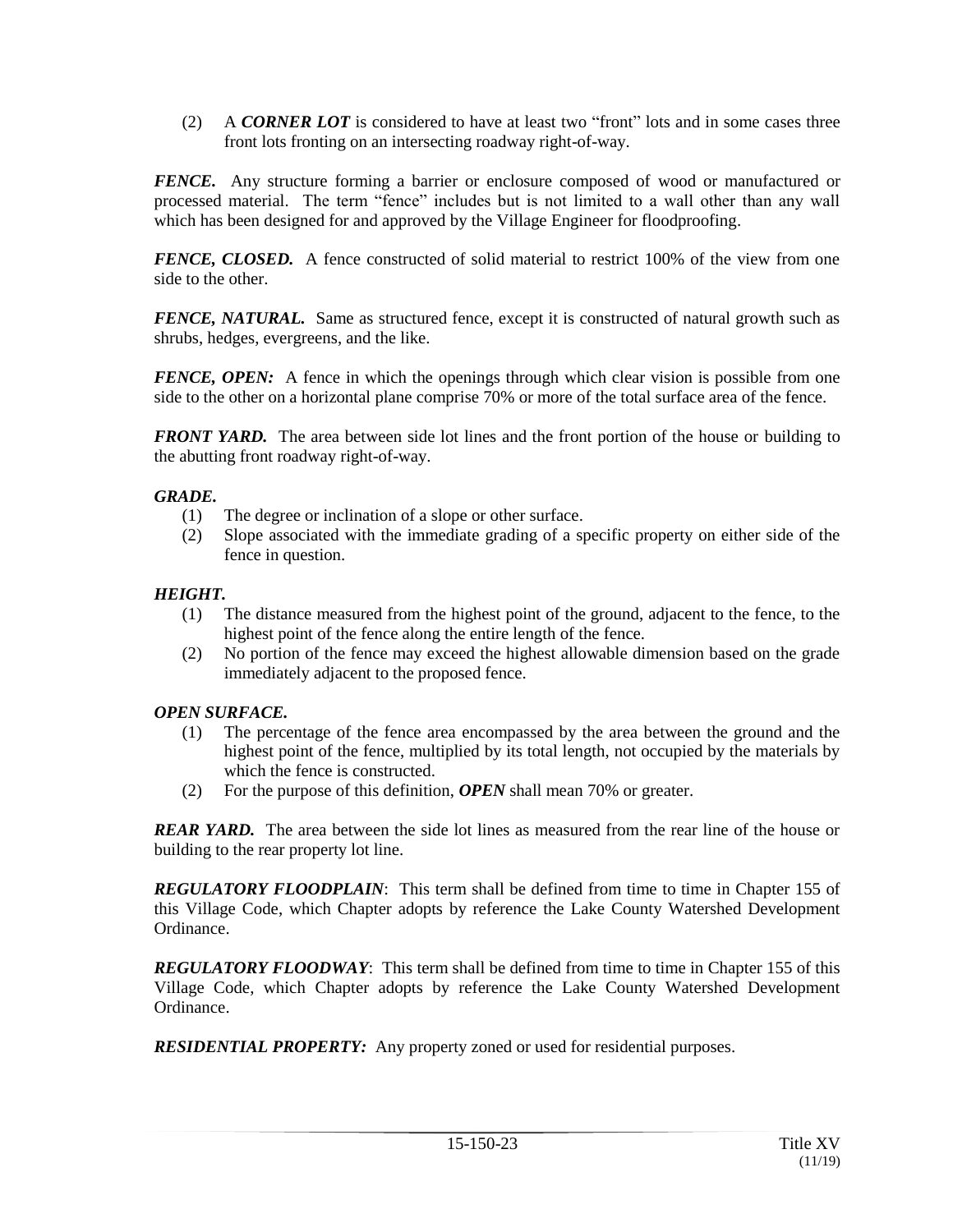(2) A ***CORNER LOT*** is considered to have at least two "front" lots and in some cases three front lots fronting on an intersecting roadway right-of-way.

***FENCE.*** Any structure forming a barrier or enclosure composed of wood or manufactured or processed material. The term "fence" includes but is not limited to a wall other than any wall which has been designed for and approved by the Village Engineer for floodproofing.

***FENCE, CLOSED.*** A fence constructed of solid material to restrict 100% of the view from one side to the other.

***FENCE, NATURAL.*** Same as structured fence, except it is constructed of natural growth such as shrubs, hedges, evergreens, and the like.

***FENCE, OPEN:*** A fence in which the openings through which clear vision is possible from one side to the other on a horizontal plane comprise 70% or more of the total surface area of the fence.

***FRONT YARD.*** The area between side lot lines and the front portion of the house or building to the abutting front roadway right-of-way.

***GRADE.***

(1) The degree or inclination of a slope or other surface.

(2) Slope associated with the immediate grading of a specific property on either side of the fence in question.

***HEIGHT.***

(1) The distance measured from the highest point of the ground, adjacent to the fence, to the highest point of the fence along the entire length of the fence.

(2) No portion of the fence may exceed the highest allowable dimension based on the grade immediately adjacent to the proposed fence.

***OPEN SURFACE.***

(1) The percentage of the fence area encompassed by the area between the ground and the highest point of the fence, multiplied by its total length, not occupied by the materials by which the fence is constructed.

(2) For the purpose of this definition, ***OPEN*** shall mean 70% or greater.

***REAR YARD.*** The area between the side lot lines as measured from the rear line of the house or building to the rear property lot line.

***REGULATORY FLOODPLAIN***: This term shall be defined from time to time in Chapter 155 of this Village Code, which Chapter adopts by reference the Lake County Watershed Development Ordinance.

***REGULATORY FLOODWAY***: This term shall be defined from time to time in Chapter 155 of this Village Code, which Chapter adopts by reference the Lake County Watershed Development Ordinance.

***RESIDENTIAL PROPERTY:*** Any property zoned or used for residential purposes.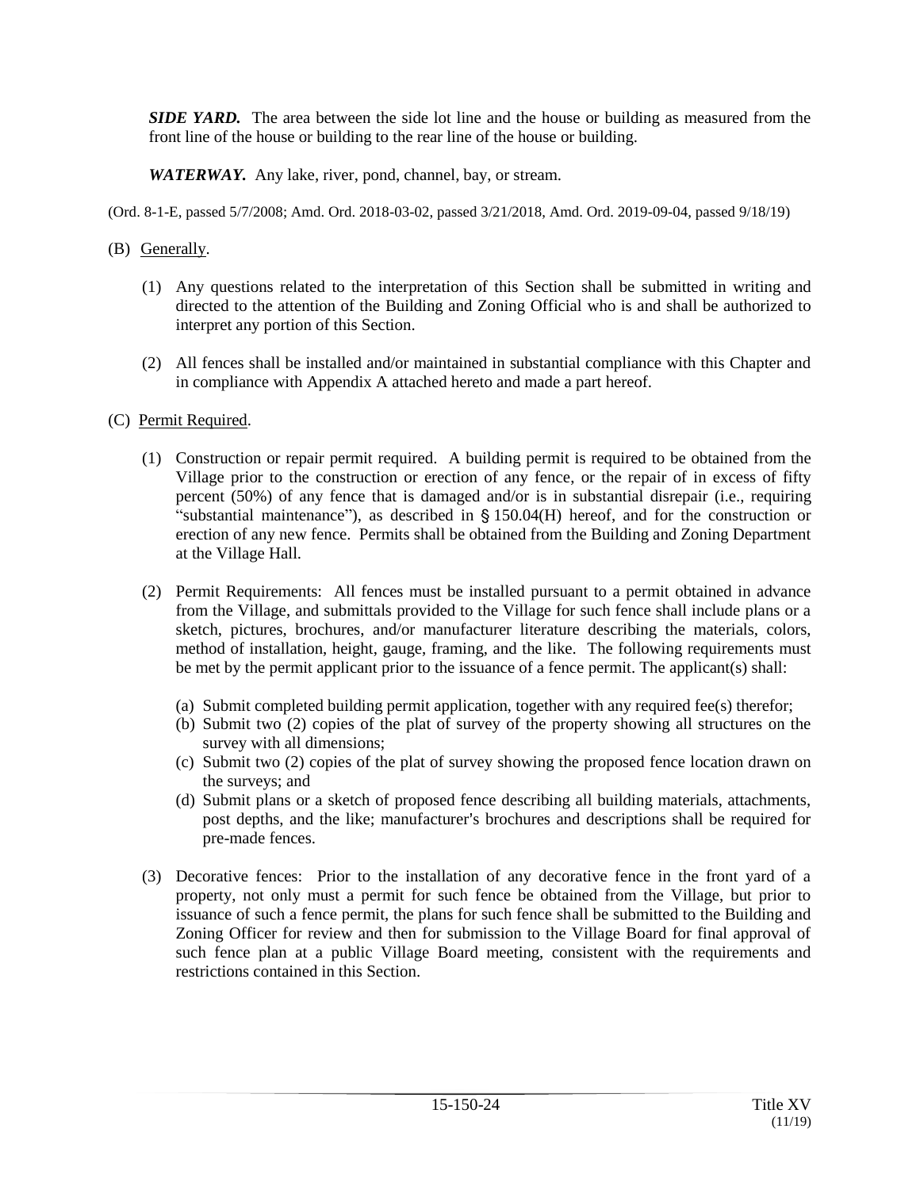***SIDE YARD.*** The area between the side lot line and the house or building as measured from the front line of the house or building to the rear line of the house or building.

***WATERWAY.*** Any lake, river, pond, channel, bay, or stream.

(Ord. 8-1-E, passed 5/7/2008; Amd. Ord. 2018-03-02, passed 3/21/2018, Amd. Ord. 2019-09-04, passed 9/18/19)

(B) Generally.

(1) Any questions related to the interpretation of this Section shall be submitted in writing and directed to the attention of the Building and Zoning Official who is and shall be authorized to interpret any portion of this Section.

(2) All fences shall be installed and/or maintained in substantial compliance with this Chapter and in compliance with Appendix A attached hereto and made a part hereof.

(C) Permit Required.

(1) Construction or repair permit required. A building permit is required to be obtained from the Village prior to the construction or erection of any fence, or the repair of in excess of fifty percent (50%) of any fence that is damaged and/or is in substantial disrepair (i.e., requiring "substantial maintenance"), as described in § 150.04(H) hereof, and for the construction or erection of any new fence. Permits shall be obtained from the Building and Zoning Department at the Village Hall.

(2) Permit Requirements: All fences must be installed pursuant to a permit obtained in advance from the Village, and submittals provided to the Village for such fence shall include plans or a sketch, pictures, brochures, and/or manufacturer literature describing the materials, colors, method of installation, height, gauge, framing, and the like. The following requirements must be met by the permit applicant prior to the issuance of a fence permit. The applicant(s) shall:

(a) Submit completed building permit application, together with any required fee(s) therefor;
(b) Submit two (2) copies of the plat of survey of the property showing all structures on the survey with all dimensions;
(c) Submit two (2) copies of the plat of survey showing the proposed fence location drawn on the surveys; and
(d) Submit plans or a sketch of proposed fence describing all building materials, attachments, post depths, and the like; manufacturer's brochures and descriptions shall be required for pre-made fences.

(3) Decorative fences: Prior to the installation of any decorative fence in the front yard of a property, not only must a permit for such fence be obtained from the Village, but prior to issuance of such a fence permit, the plans for such fence shall be submitted to the Building and Zoning Officer for review and then for submission to the Village Board for final approval of such fence plan at a public Village Board meeting, consistent with the requirements and restrictions contained in this Section.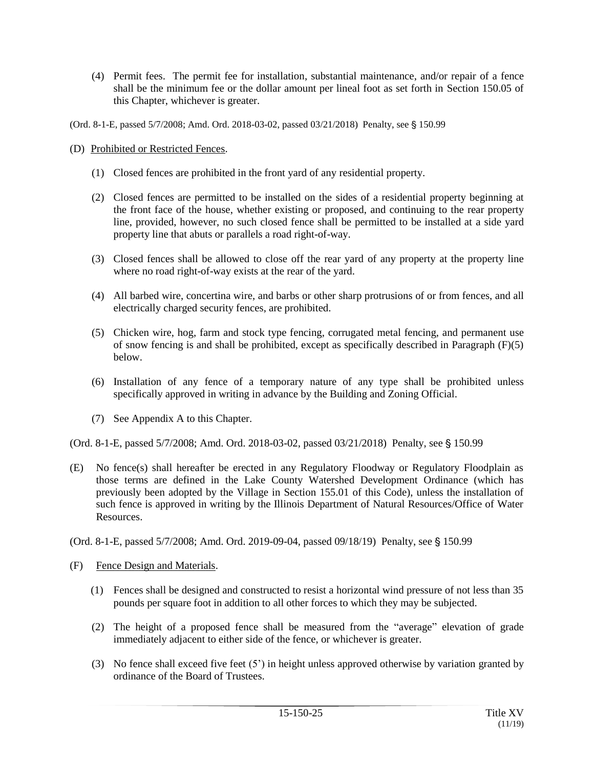(4) Permit fees. The permit fee for installation, substantial maintenance, and/or repair of a fence shall be the minimum fee or the dollar amount per lineal foot as set forth in Section 150.05 of this Chapter, whichever is greater.

(Ord. 8-1-E, passed 5/7/2008; Amd. Ord. 2018-03-02, passed 03/21/2018) Penalty, see § 150.99

(D) Prohibited or Restricted Fences.

(1) Closed fences are prohibited in the front yard of any residential property.

(2) Closed fences are permitted to be installed on the sides of a residential property beginning at the front face of the house, whether existing or proposed, and continuing to the rear property line, provided, however, no such closed fence shall be permitted to be installed at a side yard property line that abuts or parallels a road right-of-way.

(3) Closed fences shall be allowed to close off the rear yard of any property at the property line where no road right-of-way exists at the rear of the yard.

(4) All barbed wire, concertina wire, and barbs or other sharp protrusions of or from fences, and all electrically charged security fences, are prohibited.

(5) Chicken wire, hog, farm and stock type fencing, corrugated metal fencing, and permanent use of snow fencing is and shall be prohibited, except as specifically described in Paragraph (F)(5) below.

(6) Installation of any fence of a temporary nature of any type shall be prohibited unless specifically approved in writing in advance by the Building and Zoning Official.

(7) See Appendix A to this Chapter.

(Ord. 8-1-E, passed 5/7/2008; Amd. Ord. 2018-03-02, passed 03/21/2018) Penalty, see § 150.99

(E) No fence(s) shall hereafter be erected in any Regulatory Floodway or Regulatory Floodplain as those terms are defined in the Lake County Watershed Development Ordinance (which has previously been adopted by the Village in Section 155.01 of this Code), unless the installation of such fence is approved in writing by the Illinois Department of Natural Resources/Office of Water Resources.

(Ord. 8-1-E, passed 5/7/2008; Amd. Ord. 2019-09-04, passed 09/18/19) Penalty, see § 150.99

(F) Fence Design and Materials.

(1) Fences shall be designed and constructed to resist a horizontal wind pressure of not less than 35 pounds per square foot in addition to all other forces to which they may be subjected.

(2) The height of a proposed fence shall be measured from the "average" elevation of grade immediately adjacent to either side of the fence, or whichever is greater.

(3) No fence shall exceed five feet (5') in height unless approved otherwise by variation granted by ordinance of the Board of Trustees.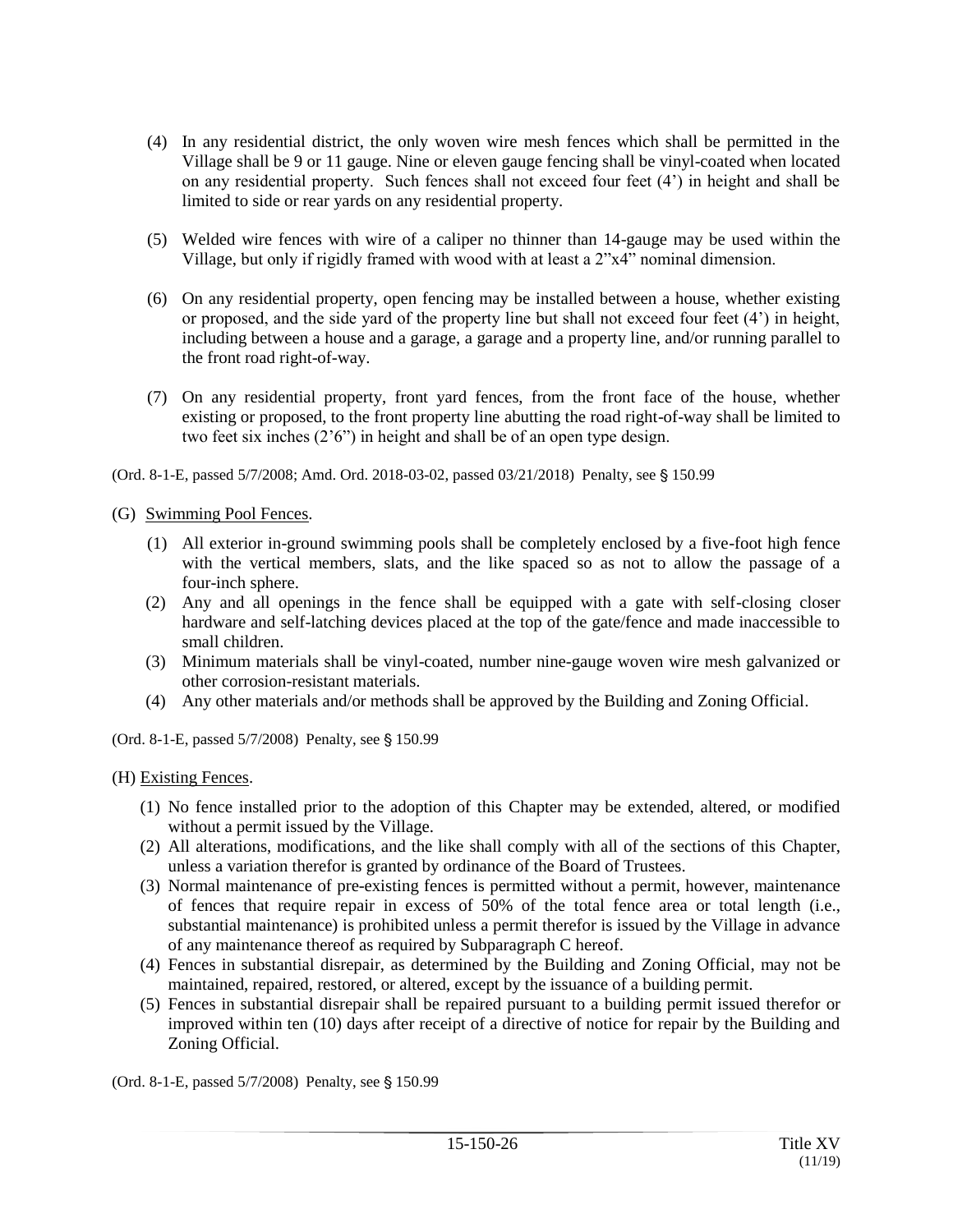(4) In any residential district, the only woven wire mesh fences which shall be permitted in the Village shall be 9 or 11 gauge. Nine or eleven gauge fencing shall be vinyl-coated when located on any residential property. Such fences shall not exceed four feet (4') in height and shall be limited to side or rear yards on any residential property.

(5) Welded wire fences with wire of a caliper no thinner than 14-gauge may be used within the Village, but only if rigidly framed with wood with at least a 2"x4" nominal dimension.

(6) On any residential property, open fencing may be installed between a house, whether existing or proposed, and the side yard of the property line but shall not exceed four feet (4') in height, including between a house and a garage, a garage and a property line, and/or running parallel to the front road right-of-way.

(7) On any residential property, front yard fences, from the front face of the house, whether existing or proposed, to the front property line abutting the road right-of-way shall be limited to two feet six inches (2'6") in height and shall be of an open type design.

(Ord. 8-1-E, passed 5/7/2008; Amd. Ord. 2018-03-02, passed 03/21/2018) Penalty, see § 150.99

(G) <u>Swimming Pool Fences</u>.

(1) All exterior in-ground swimming pools shall be completely enclosed by a five-foot high fence with the vertical members, slats, and the like spaced so as not to allow the passage of a four-inch sphere.
(2) Any and all openings in the fence shall be equipped with a gate with self-closing closer hardware and self-latching devices placed at the top of the gate/fence and made inaccessible to small children.
(3) Minimum materials shall be vinyl-coated, number nine-gauge woven wire mesh galvanized or other corrosion-resistant materials.
(4) Any other materials and/or methods shall be approved by the Building and Zoning Official.

(Ord. 8-1-E, passed 5/7/2008) Penalty, see § 150.99

(H) <u>Existing Fences</u>.

(1) No fence installed prior to the adoption of this Chapter may be extended, altered, or modified without a permit issued by the Village.
(2) All alterations, modifications, and the like shall comply with all of the sections of this Chapter, unless a variation therefor is granted by ordinance of the Board of Trustees.
(3) Normal maintenance of pre-existing fences is permitted without a permit, however, maintenance of fences that require repair in excess of 50% of the total fence area or total length (i.e., substantial maintenance) is prohibited unless a permit therefor is issued by the Village in advance of any maintenance thereof as required by Subparagraph C hereof.
(4) Fences in substantial disrepair, as determined by the Building and Zoning Official, may not be maintained, repaired, restored, or altered, except by the issuance of a building permit.
(5) Fences in substantial disrepair shall be repaired pursuant to a building permit issued therefor or improved within ten (10) days after receipt of a directive of notice for repair by the Building and Zoning Official.

(Ord. 8-1-E, passed 5/7/2008) Penalty, see § 150.99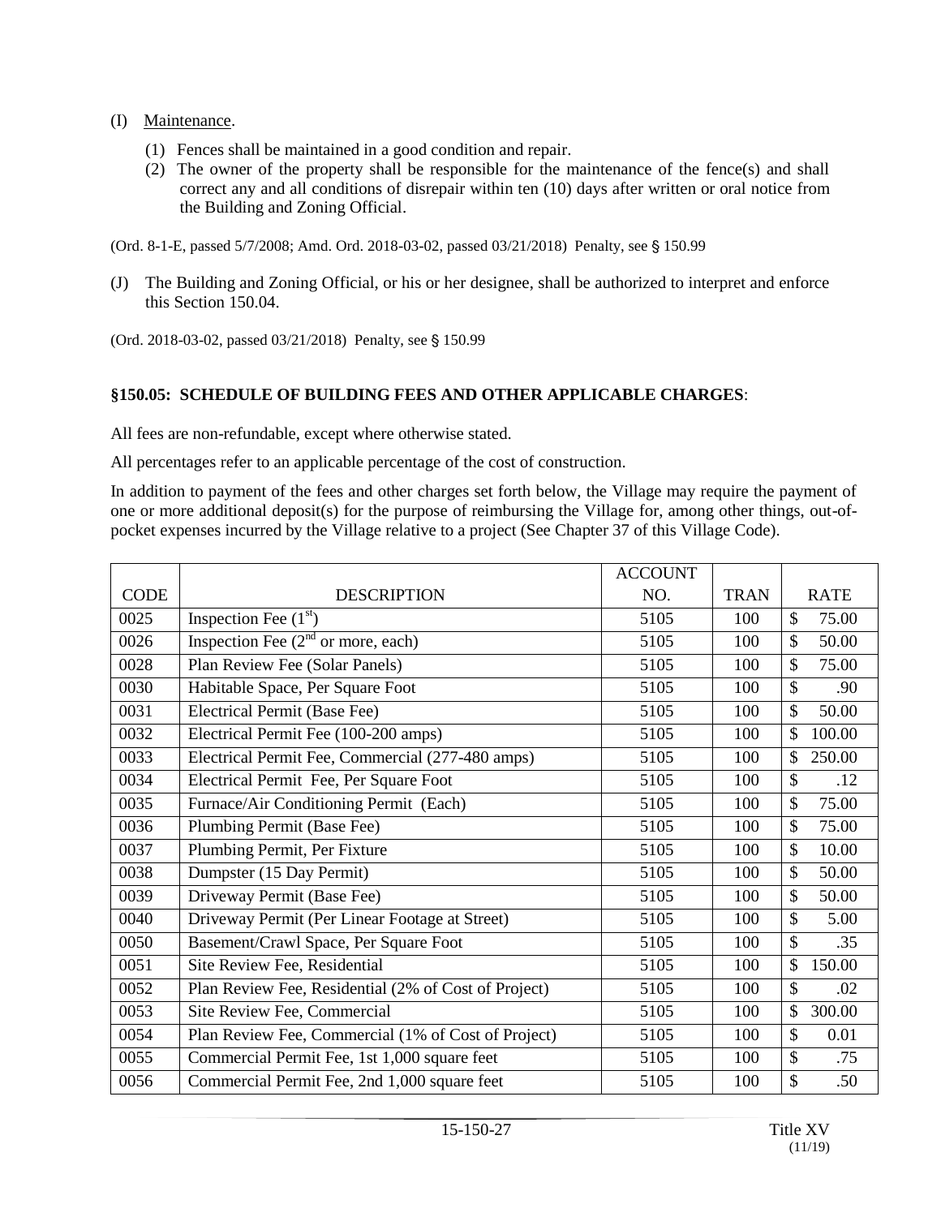(I) Maintenance.

(1) Fences shall be maintained in a good condition and repair.
(2) The owner of the property shall be responsible for the maintenance of the fence(s) and shall correct any and all conditions of disrepair within ten (10) days after written or oral notice from the Building and Zoning Official.

(Ord. 8-1-E, passed 5/7/2008; Amd. Ord. 2018-03-02, passed 03/21/2018) Penalty, see § 150.99

(J) The Building and Zoning Official, or his or her designee, shall be authorized to interpret and enforce this Section 150.04.

(Ord. 2018-03-02, passed 03/21/2018) Penalty, see § 150.99

### §150.05: SCHEDULE OF BUILDING FEES AND OTHER APPLICABLE CHARGES:

All fees are non-refundable, except where otherwise stated.

All percentages refer to an applicable percentage of the cost of construction.

In addition to payment of the fees and other charges set forth below, the Village may require the payment of one or more additional deposit(s) for the purpose of reimbursing the Village for, among other things, out-of-pocket expenses incurred by the Village relative to a project (See Chapter 37 of this Village Code).

| CODE | DESCRIPTION | ACCOUNT NO. | TRAN | RATE |
|---|---|---|---|---|
| 0025 | Inspection Fee (1st) | 5105 | 100 | $ 75.00 |
| 0026 | Inspection Fee (2nd or more, each) | 5105 | 100 | $ 50.00 |
| 0028 | Plan Review Fee (Solar Panels) | 5105 | 100 | $ 75.00 |
| 0030 | Habitable Space, Per Square Foot | 5105 | 100 | $ .90 |
| 0031 | Electrical Permit (Base Fee) | 5105 | 100 | $ 50.00 |
| 0032 | Electrical Permit Fee (100-200 amps) | 5105 | 100 | $ 100.00 |
| 0033 | Electrical Permit Fee, Commercial (277-480 amps) | 5105 | 100 | $ 250.00 |
| 0034 | Electrical Permit Fee, Per Square Foot | 5105 | 100 | $ .12 |
| 0035 | Furnace/Air Conditioning Permit (Each) | 5105 | 100 | $ 75.00 |
| 0036 | Plumbing Permit (Base Fee) | 5105 | 100 | $ 75.00 |
| 0037 | Plumbing Permit, Per Fixture | 5105 | 100 | $ 10.00 |
| 0038 | Dumpster (15 Day Permit) | 5105 | 100 | $ 50.00 |
| 0039 | Driveway Permit (Base Fee) | 5105 | 100 | $ 50.00 |
| 0040 | Driveway Permit (Per Linear Footage at Street) | 5105 | 100 | $ 5.00 |
| 0050 | Basement/Crawl Space, Per Square Foot | 5105 | 100 | $ .35 |
| 0051 | Site Review Fee, Residential | 5105 | 100 | $ 150.00 |
| 0052 | Plan Review Fee, Residential (2% of Cost of Project) | 5105 | 100 | $ .02 |
| 0053 | Site Review Fee, Commercial | 5105 | 100 | $ 300.00 |
| 0054 | Plan Review Fee, Commercial (1% of Cost of Project) | 5105 | 100 | $ 0.01 |
| 0055 | Commercial Permit Fee, 1st 1,000 square feet | 5105 | 100 | $ .75 |
| 0056 | Commercial Permit Fee, 2nd 1,000 square feet | 5105 | 100 | $ .50 |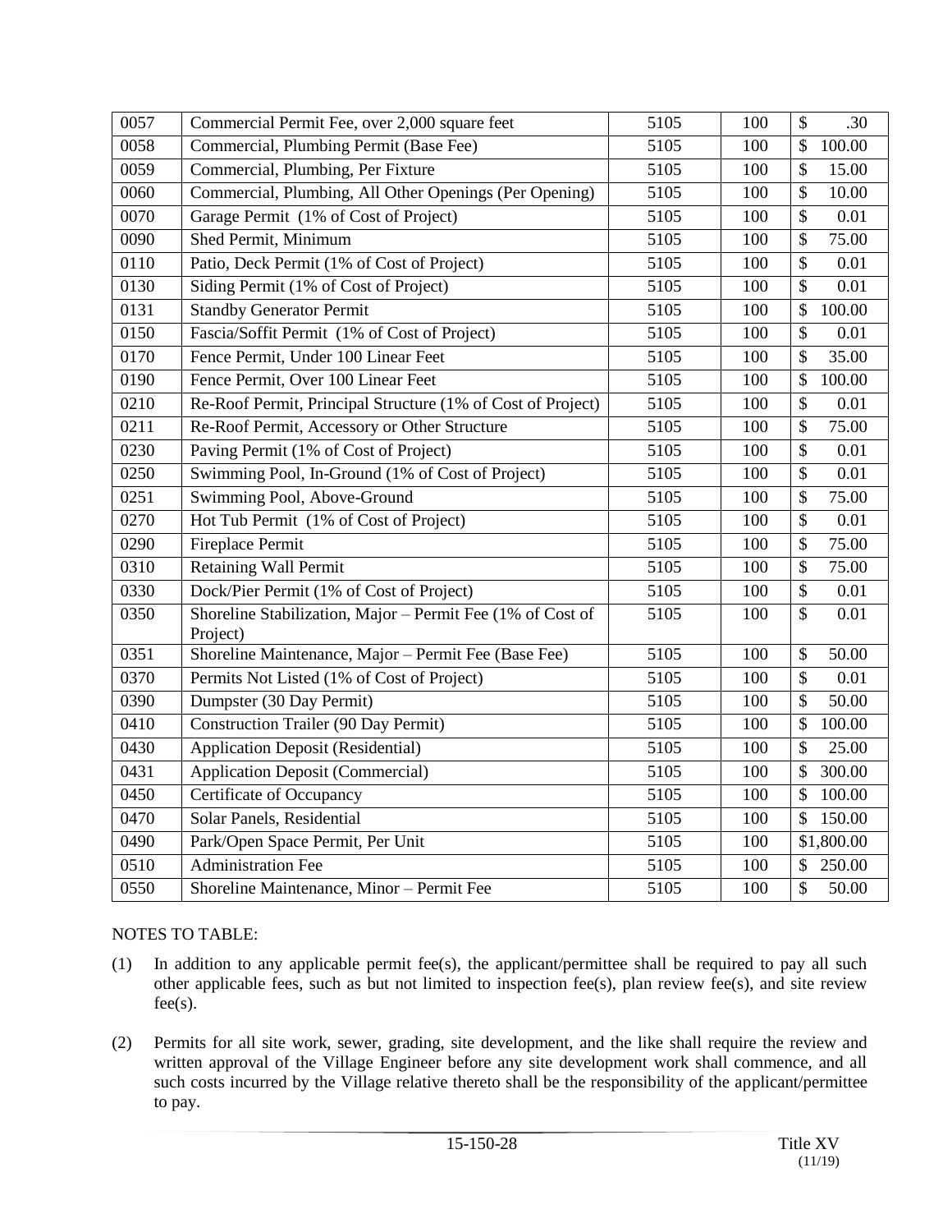| 0057 | Commercial Permit Fee, over 2,000 square feet | 5105 | 100 | $ .30 |
|---|---|---|---|---|
| 0058 | Commercial, Plumbing Permit (Base Fee) | 5105 | 100 | $ 100.00 |
| 0059 | Commercial, Plumbing, Per Fixture | 5105 | 100 | $ 15.00 |
| 0060 | Commercial, Plumbing, All Other Openings (Per Opening) | 5105 | 100 | $ 10.00 |
| 0070 | Garage Permit (1% of Cost of Project) | 5105 | 100 | $ 0.01 |
| 0090 | Shed Permit, Minimum | 5105 | 100 | $ 75.00 |
| 0110 | Patio, Deck Permit (1% of Cost of Project) | 5105 | 100 | $ 0.01 |
| 0130 | Siding Permit (1% of Cost of Project) | 5105 | 100 | $ 0.01 |
| 0131 | Standby Generator Permit | 5105 | 100 | $ 100.00 |
| 0150 | Fascia/Soffit Permit (1% of Cost of Project) | 5105 | 100 | $ 0.01 |
| 0170 | Fence Permit, Under 100 Linear Feet | 5105 | 100 | $ 35.00 |
| 0190 | Fence Permit, Over 100 Linear Feet | 5105 | 100 | $ 100.00 |
| 0210 | Re-Roof Permit, Principal Structure (1% of Cost of Project) | 5105 | 100 | $ 0.01 |
| 0211 | Re-Roof Permit, Accessory or Other Structure | 5105 | 100 | $ 75.00 |
| 0230 | Paving Permit (1% of Cost of Project) | 5105 | 100 | $ 0.01 |
| 0250 | Swimming Pool, In-Ground (1% of Cost of Project) | 5105 | 100 | $ 0.01 |
| 0251 | Swimming Pool, Above-Ground | 5105 | 100 | $ 75.00 |
| 0270 | Hot Tub Permit (1% of Cost of Project) | 5105 | 100 | $ 0.01 |
| 0290 | Fireplace Permit | 5105 | 100 | $ 75.00 |
| 0310 | Retaining Wall Permit | 5105 | 100 | $ 75.00 |
| 0330 | Dock/Pier Permit (1% of Cost of Project) | 5105 | 100 | $ 0.01 |
| 0350 | Shoreline Stabilization, Major – Permit Fee (1% of Cost of Project) | 5105 | 100 | $ 0.01 |
| 0351 | Shoreline Maintenance, Major – Permit Fee (Base Fee) | 5105 | 100 | $ 50.00 |
| 0370 | Permits Not Listed (1% of Cost of Project) | 5105 | 100 | $ 0.01 |
| 0390 | Dumpster (30 Day Permit) | 5105 | 100 | $ 50.00 |
| 0410 | Construction Trailer (90 Day Permit) | 5105 | 100 | $ 100.00 |
| 0430 | Application Deposit (Residential) | 5105 | 100 | $ 25.00 |
| 0431 | Application Deposit (Commercial) | 5105 | 100 | $ 300.00 |
| 0450 | Certificate of Occupancy | 5105 | 100 | $ 100.00 |
| 0470 | Solar Panels, Residential | 5105 | 100 | $ 150.00 |
| 0490 | Park/Open Space Permit, Per Unit | 5105 | 100 | $1,800.00 |
| 0510 | Administration Fee | 5105 | 100 | $ 250.00 |
| 0550 | Shoreline Maintenance, Minor – Permit Fee | 5105 | 100 | $ 50.00 |

NOTES TO TABLE:

(1) In addition to any applicable permit fee(s), the applicant/permittee shall be required to pay all such other applicable fees, such as but not limited to inspection fee(s), plan review fee(s), and site review fee(s).

(2) Permits for all site work, sewer, grading, site development, and the like shall require the review and written approval of the Village Engineer before any site development work shall commence, and all such costs incurred by the Village relative thereto shall be the responsibility of the applicant/permittee to pay.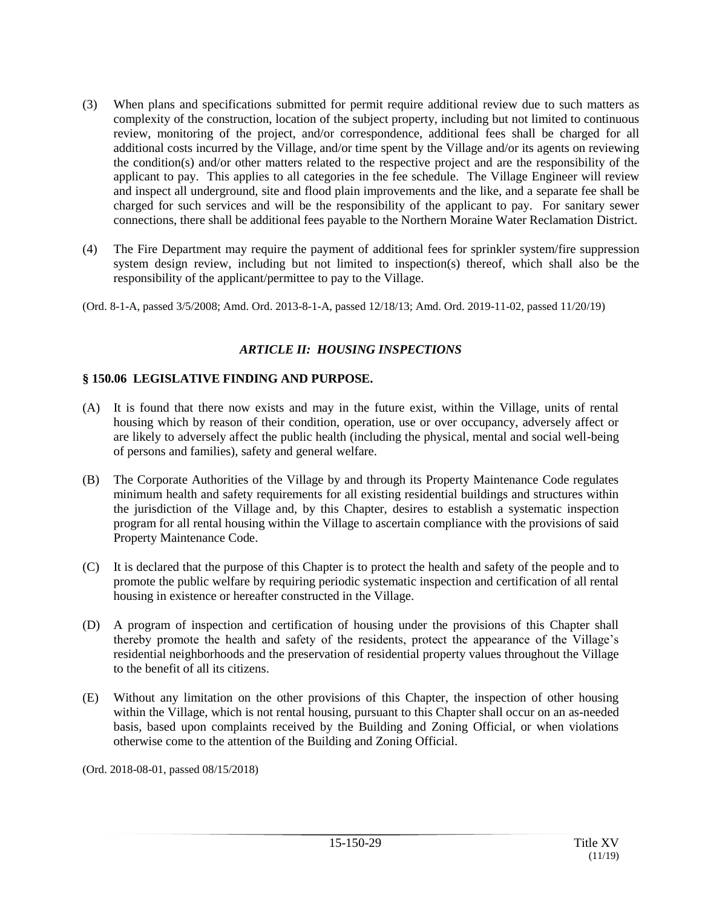(3) When plans and specifications submitted for permit require additional review due to such matters as complexity of the construction, location of the subject property, including but not limited to continuous review, monitoring of the project, and/or correspondence, additional fees shall be charged for all additional costs incurred by the Village, and/or time spent by the Village and/or its agents on reviewing the condition(s) and/or other matters related to the respective project and are the responsibility of the applicant to pay. This applies to all categories in the fee schedule. The Village Engineer will review and inspect all underground, site and flood plain improvements and the like, and a separate fee shall be charged for such services and will be the responsibility of the applicant to pay. For sanitary sewer connections, there shall be additional fees payable to the Northern Moraine Water Reclamation District.

(4) The Fire Department may require the payment of additional fees for sprinkler system/fire suppression system design review, including but not limited to inspection(s) thereof, which shall also be the responsibility of the applicant/permittee to pay to the Village.

(Ord. 8-1-A, passed 3/5/2008; Amd. Ord. 2013-8-1-A, passed 12/18/13; Amd. Ord. 2019-11-02, passed 11/20/19)

## *ARTICLE II: HOUSING INSPECTIONS*

### § 150.06 LEGISLATIVE FINDING AND PURPOSE.

(A) It is found that there now exists and may in the future exist, within the Village, units of rental housing which by reason of their condition, operation, use or over occupancy, adversely affect or are likely to adversely affect the public health (including the physical, mental and social well-being of persons and families), safety and general welfare.

(B) The Corporate Authorities of the Village by and through its Property Maintenance Code regulates minimum health and safety requirements for all existing residential buildings and structures within the jurisdiction of the Village and, by this Chapter, desires to establish a systematic inspection program for all rental housing within the Village to ascertain compliance with the provisions of said Property Maintenance Code.

(C) It is declared that the purpose of this Chapter is to protect the health and safety of the people and to promote the public welfare by requiring periodic systematic inspection and certification of all rental housing in existence or hereafter constructed in the Village.

(D) A program of inspection and certification of housing under the provisions of this Chapter shall thereby promote the health and safety of the residents, protect the appearance of the Village's residential neighborhoods and the preservation of residential property values throughout the Village to the benefit of all its citizens.

(E) Without any limitation on the other provisions of this Chapter, the inspection of other housing within the Village, which is not rental housing, pursuant to this Chapter shall occur on an as-needed basis, based upon complaints received by the Building and Zoning Official, or when violations otherwise come to the attention of the Building and Zoning Official.

(Ord. 2018-08-01, passed 08/15/2018)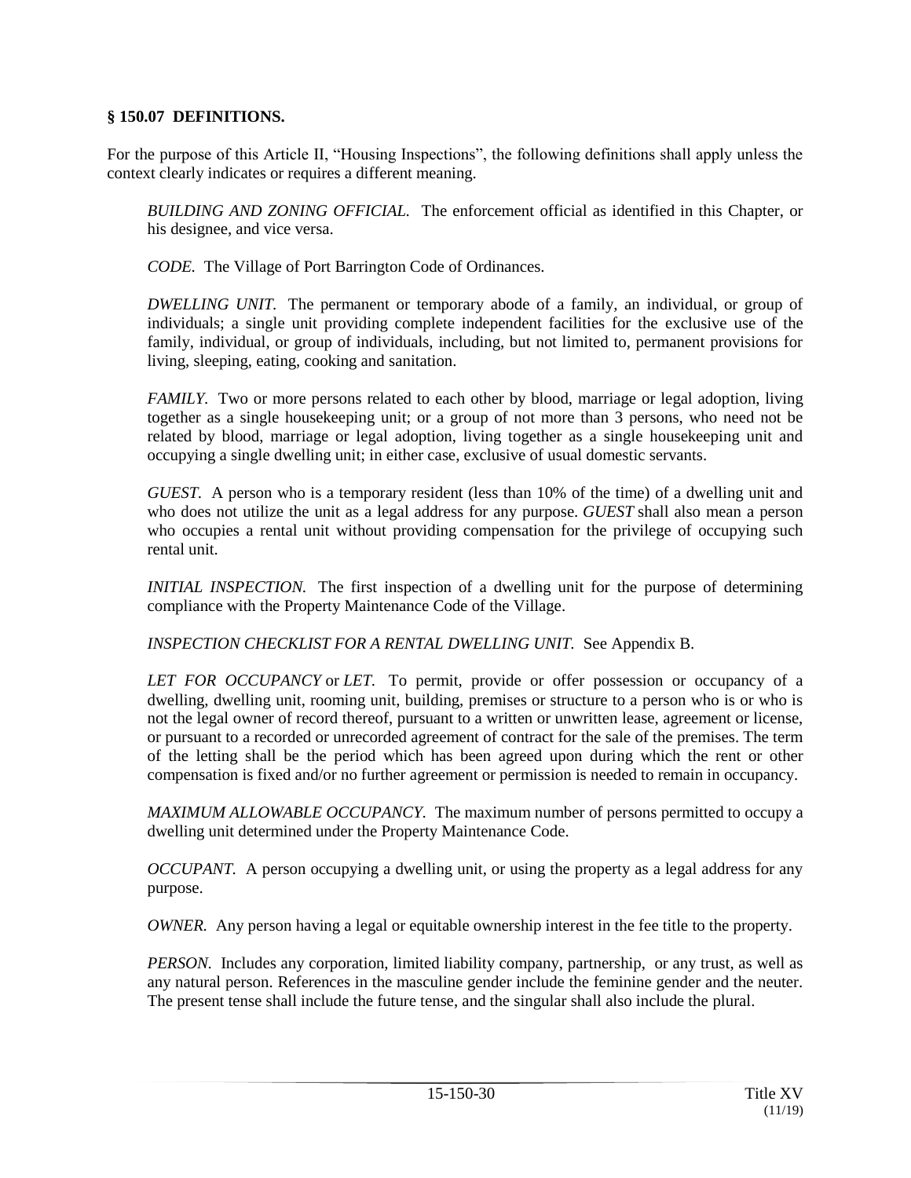### § 150.07 DEFINITIONS.

For the purpose of this Article II, "Housing Inspections", the following definitions shall apply unless the context clearly indicates or requires a different meaning.

*BUILDING AND ZONING OFFICIAL.* The enforcement official as identified in this Chapter, or his designee, and vice versa.

*CODE.* The Village of Port Barrington Code of Ordinances.

*DWELLING UNIT.* The permanent or temporary abode of a family, an individual, or group of individuals; a single unit providing complete independent facilities for the exclusive use of the family, individual, or group of individuals, including, but not limited to, permanent provisions for living, sleeping, eating, cooking and sanitation.

*FAMILY.* Two or more persons related to each other by blood, marriage or legal adoption, living together as a single housekeeping unit; or a group of not more than 3 persons, who need not be related by blood, marriage or legal adoption, living together as a single housekeeping unit and occupying a single dwelling unit; in either case, exclusive of usual domestic servants.

*GUEST.* A person who is a temporary resident (less than 10% of the time) of a dwelling unit and who does not utilize the unit as a legal address for any purpose. *GUEST* shall also mean a person who occupies a rental unit without providing compensation for the privilege of occupying such rental unit.

*INITIAL INSPECTION.* The first inspection of a dwelling unit for the purpose of determining compliance with the Property Maintenance Code of the Village.

*INSPECTION CHECKLIST FOR A RENTAL DWELLING UNIT.* See Appendix B.

*LET FOR OCCUPANCY* or *LET.* To permit, provide or offer possession or occupancy of a dwelling, dwelling unit, rooming unit, building, premises or structure to a person who is or who is not the legal owner of record thereof, pursuant to a written or unwritten lease, agreement or license, or pursuant to a recorded or unrecorded agreement of contract for the sale of the premises. The term of the letting shall be the period which has been agreed upon during which the rent or other compensation is fixed and/or no further agreement or permission is needed to remain in occupancy.

*MAXIMUM ALLOWABLE OCCUPANCY.* The maximum number of persons permitted to occupy a dwelling unit determined under the Property Maintenance Code.

*OCCUPANT.* A person occupying a dwelling unit, or using the property as a legal address for any purpose.

*OWNER.* Any person having a legal or equitable ownership interest in the fee title to the property.

*PERSON.* Includes any corporation, limited liability company, partnership, or any trust, as well as any natural person. References in the masculine gender include the feminine gender and the neuter. The present tense shall include the future tense, and the singular shall also include the plural.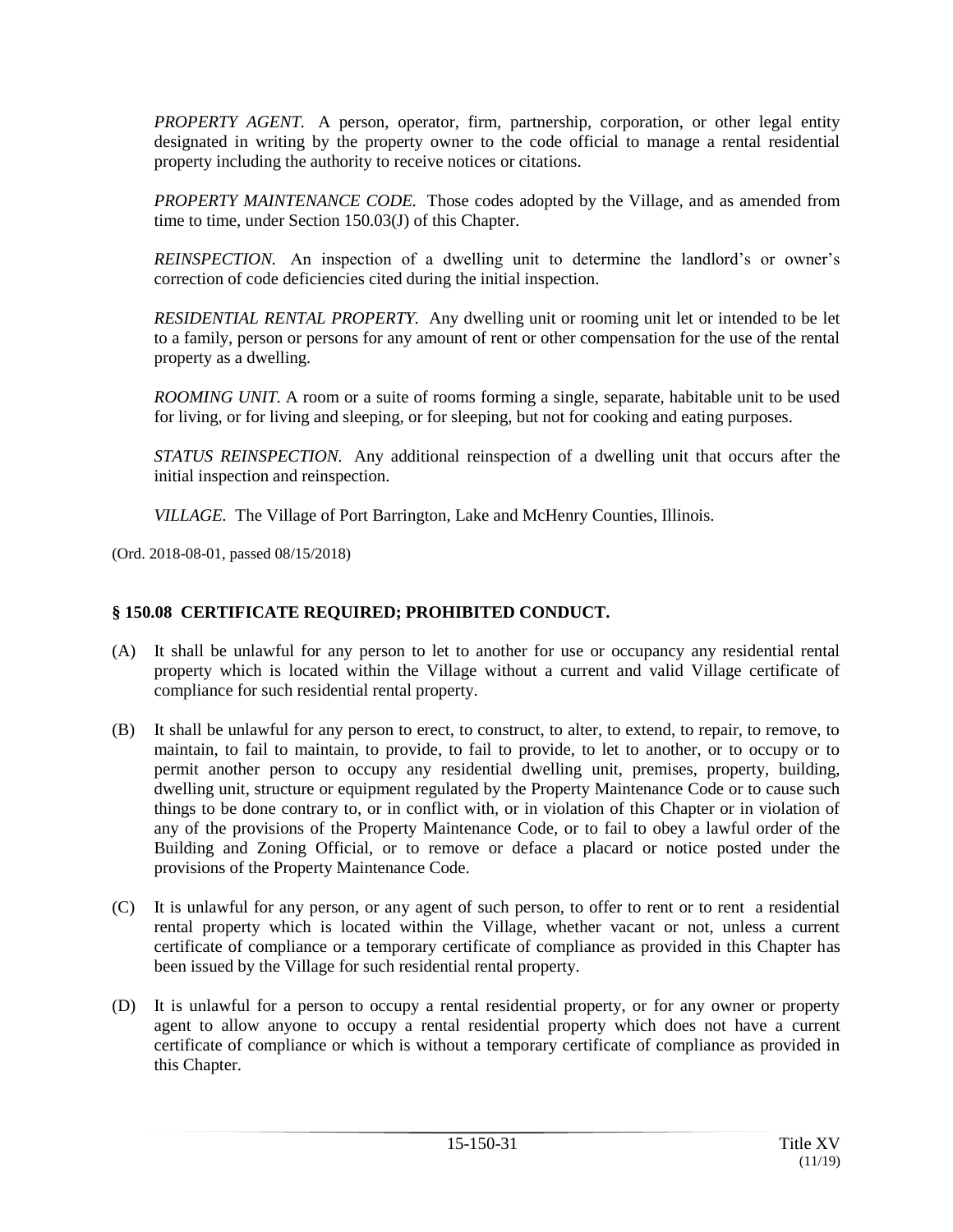*PROPERTY AGENT.* A person, operator, firm, partnership, corporation, or other legal entity designated in writing by the property owner to the code official to manage a rental residential property including the authority to receive notices or citations.

*PROPERTY MAINTENANCE CODE.* Those codes adopted by the Village, and as amended from time to time, under Section 150.03(J) of this Chapter.

*REINSPECTION.* An inspection of a dwelling unit to determine the landlord's or owner's correction of code deficiencies cited during the initial inspection.

*RESIDENTIAL RENTAL PROPERTY.* Any dwelling unit or rooming unit let or intended to be let to a family, person or persons for any amount of rent or other compensation for the use of the rental property as a dwelling.

*ROOMING UNIT.* A room or a suite of rooms forming a single, separate, habitable unit to be used for living, or for living and sleeping, or for sleeping, but not for cooking and eating purposes.

*STATUS REINSPECTION.* Any additional reinspection of a dwelling unit that occurs after the initial inspection and reinspection.

*VILLAGE.* The Village of Port Barrington, Lake and McHenry Counties, Illinois.

(Ord. 2018-08-01, passed 08/15/2018)

## § 150.08 CERTIFICATE REQUIRED; PROHIBITED CONDUCT.

(A) It shall be unlawful for any person to let to another for use or occupancy any residential rental property which is located within the Village without a current and valid Village certificate of compliance for such residential rental property.

(B) It shall be unlawful for any person to erect, to construct, to alter, to extend, to repair, to remove, to maintain, to fail to maintain, to provide, to fail to provide, to let to another, or to occupy or to permit another person to occupy any residential dwelling unit, premises, property, building, dwelling unit, structure or equipment regulated by the Property Maintenance Code or to cause such things to be done contrary to, or in conflict with, or in violation of this Chapter or in violation of any of the provisions of the Property Maintenance Code, or to fail to obey a lawful order of the Building and Zoning Official, or to remove or deface a placard or notice posted under the provisions of the Property Maintenance Code.

(C) It is unlawful for any person, or any agent of such person, to offer to rent or to rent a residential rental property which is located within the Village, whether vacant or not, unless a current certificate of compliance or a temporary certificate of compliance as provided in this Chapter has been issued by the Village for such residential rental property.

(D) It is unlawful for a person to occupy a rental residential property, or for any owner or property agent to allow anyone to occupy a rental residential property which does not have a current certificate of compliance or which is without a temporary certificate of compliance as provided in this Chapter.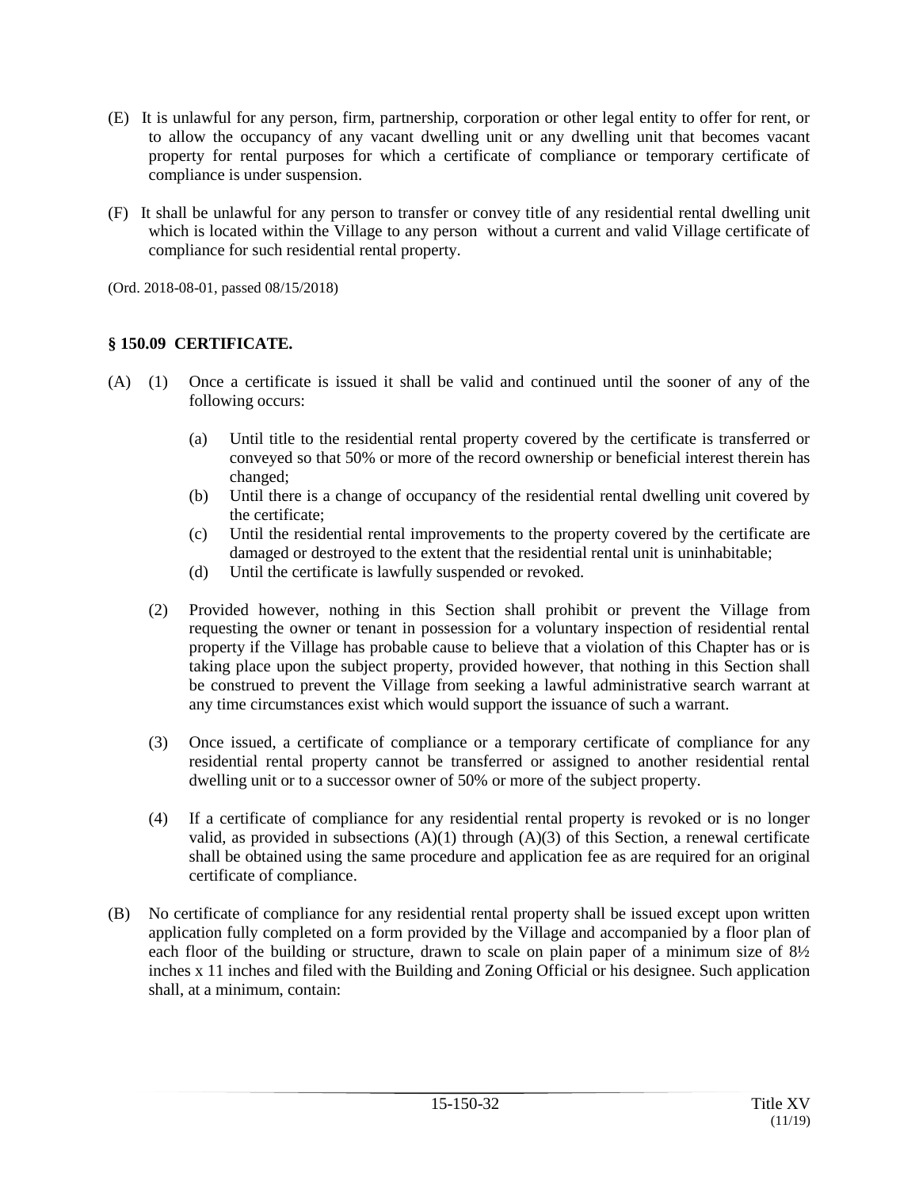(E) It is unlawful for any person, firm, partnership, corporation or other legal entity to offer for rent, or to allow the occupancy of any vacant dwelling unit or any dwelling unit that becomes vacant property for rental purposes for which a certificate of compliance or temporary certificate of compliance is under suspension.

(F) It shall be unlawful for any person to transfer or convey title of any residential rental dwelling unit which is located within the Village to any person without a current and valid Village certificate of compliance for such residential rental property.

(Ord. 2018-08-01, passed 08/15/2018)

**§ 150.09 CERTIFICATE.**

(A) (1) Once a certificate is issued it shall be valid and continued until the sooner of any of the following occurs:

(a) Until title to the residential rental property covered by the certificate is transferred or conveyed so that 50% or more of the record ownership or beneficial interest therein has changed;

(b) Until there is a change of occupancy of the residential rental dwelling unit covered by the certificate;

(c) Until the residential rental improvements to the property covered by the certificate are damaged or destroyed to the extent that the residential rental unit is uninhabitable;

(d) Until the certificate is lawfully suspended or revoked.

(2) Provided however, nothing in this Section shall prohibit or prevent the Village from requesting the owner or tenant in possession for a voluntary inspection of residential rental property if the Village has probable cause to believe that a violation of this Chapter has or is taking place upon the subject property, provided however, that nothing in this Section shall be construed to prevent the Village from seeking a lawful administrative search warrant at any time circumstances exist which would support the issuance of such a warrant.

(3) Once issued, a certificate of compliance or a temporary certificate of compliance for any residential rental property cannot be transferred or assigned to another residential rental dwelling unit or to a successor owner of 50% or more of the subject property.

(4) If a certificate of compliance for any residential rental property is revoked or is no longer valid, as provided in subsections (A)(1) through (A)(3) of this Section, a renewal certificate shall be obtained using the same procedure and application fee as are required for an original certificate of compliance.

(B) No certificate of compliance for any residential rental property shall be issued except upon written application fully completed on a form provided by the Village and accompanied by a floor plan of each floor of the building or structure, drawn to scale on plain paper of a minimum size of 8½ inches x 11 inches and filed with the Building and Zoning Official or his designee. Such application shall, at a minimum, contain: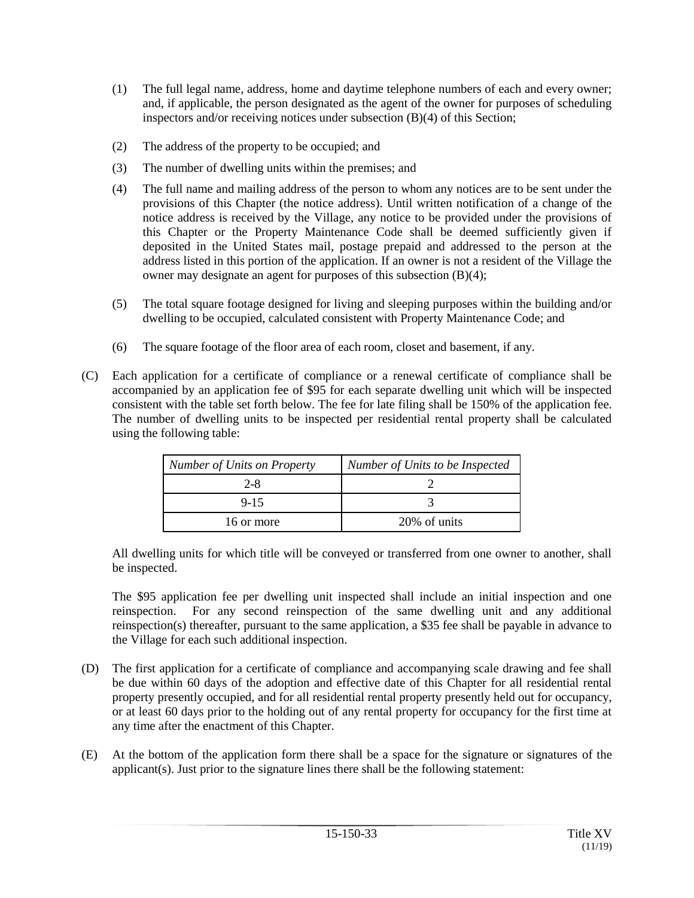(1) The full legal name, address, home and daytime telephone numbers of each and every owner; and, if applicable, the person designated as the agent of the owner for purposes of scheduling inspectors and/or receiving notices under subsection (B)(4) of this Section;

(2) The address of the property to be occupied; and

(3) The number of dwelling units within the premises; and

(4) The full name and mailing address of the person to whom any notices are to be sent under the provisions of this Chapter (the notice address). Until written notification of a change of the notice address is received by the Village, any notice to be provided under the provisions of this Chapter or the Property Maintenance Code shall be deemed sufficiently given if deposited in the United States mail, postage prepaid and addressed to the person at the address listed in this portion of the application. If an owner is not a resident of the Village the owner may designate an agent for purposes of this subsection (B)(4);

(5) The total square footage designed for living and sleeping purposes within the building and/or dwelling to be occupied, calculated consistent with Property Maintenance Code; and

(6) The square footage of the floor area of each room, closet and basement, if any.

(C) Each application for a certificate of compliance or a renewal certificate of compliance shall be accompanied by an application fee of $95 for each separate dwelling unit which will be inspected consistent with the table set forth below. The fee for late filing shall be 150% of the application fee. The number of dwelling units to be inspected per residential rental property shall be calculated using the following table:

| *Number of Units on Property* | *Number of Units to be Inspected* |
|---|---|
| 2-8 | 2 |
| 9-15 | 3 |
| 16 or more | 20% of units |

All dwelling units for which title will be conveyed or transferred from one owner to another, shall be inspected.

The $95 application fee per dwelling unit inspected shall include an initial inspection and one reinspection. For any second reinspection of the same dwelling unit and any additional reinspection(s) thereafter, pursuant to the same application, a $35 fee shall be payable in advance to the Village for each such additional inspection.

(D) The first application for a certificate of compliance and accompanying scale drawing and fee shall be due within 60 days of the adoption and effective date of this Chapter for all residential rental property presently occupied, and for all residential rental property presently held out for occupancy, or at least 60 days prior to the holding out of any rental property for occupancy for the first time at any time after the enactment of this Chapter.

(E) At the bottom of the application form there shall be a space for the signature or signatures of the applicant(s). Just prior to the signature lines there shall be the following statement: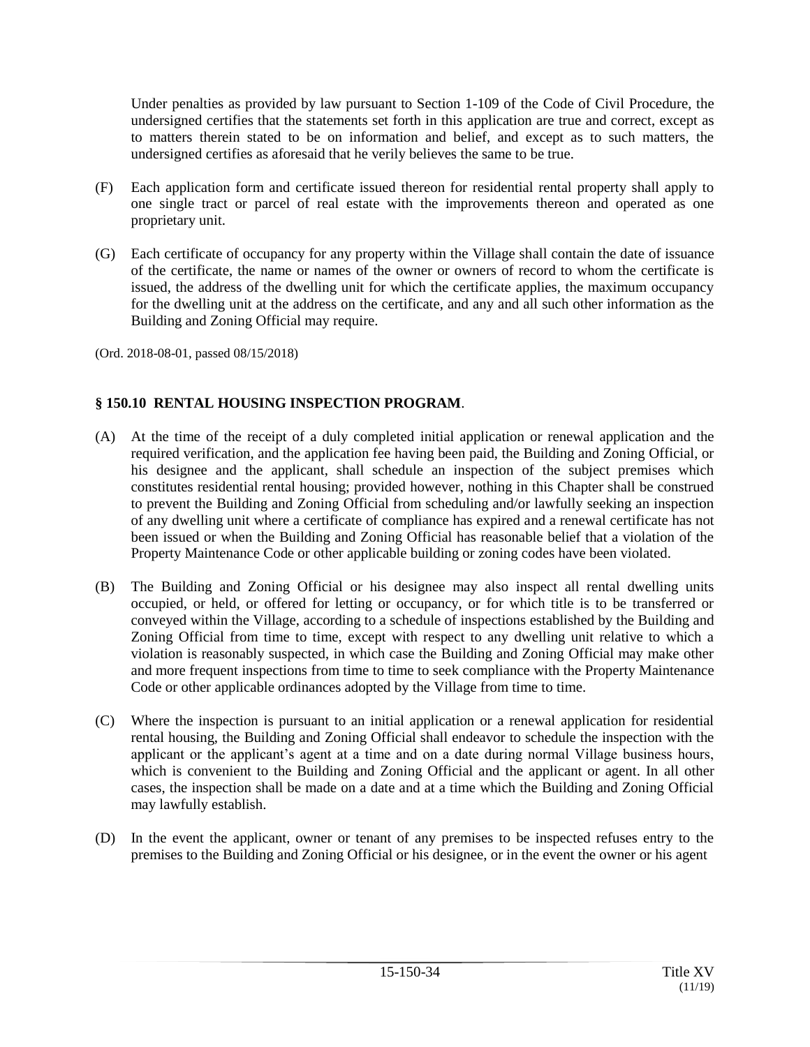Under penalties as provided by law pursuant to Section 1-109 of the Code of Civil Procedure, the undersigned certifies that the statements set forth in this application are true and correct, except as to matters therein stated to be on information and belief, and except as to such matters, the undersigned certifies as aforesaid that he verily believes the same to be true.

(F) Each application form and certificate issued thereon for residential rental property shall apply to one single tract or parcel of real estate with the improvements thereon and operated as one proprietary unit.

(G) Each certificate of occupancy for any property within the Village shall contain the date of issuance of the certificate, the name or names of the owner or owners of record to whom the certificate is issued, the address of the dwelling unit for which the certificate applies, the maximum occupancy for the dwelling unit at the address on the certificate, and any and all such other information as the Building and Zoning Official may require.

(Ord. 2018-08-01, passed 08/15/2018)

### § 150.10 RENTAL HOUSING INSPECTION PROGRAM.

(A) At the time of the receipt of a duly completed initial application or renewal application and the required verification, and the application fee having been paid, the Building and Zoning Official, or his designee and the applicant, shall schedule an inspection of the subject premises which constitutes residential rental housing; provided however, nothing in this Chapter shall be construed to prevent the Building and Zoning Official from scheduling and/or lawfully seeking an inspection of any dwelling unit where a certificate of compliance has expired and a renewal certificate has not been issued or when the Building and Zoning Official has reasonable belief that a violation of the Property Maintenance Code or other applicable building or zoning codes have been violated.

(B) The Building and Zoning Official or his designee may also inspect all rental dwelling units occupied, or held, or offered for letting or occupancy, or for which title is to be transferred or conveyed within the Village, according to a schedule of inspections established by the Building and Zoning Official from time to time, except with respect to any dwelling unit relative to which a violation is reasonably suspected, in which case the Building and Zoning Official may make other and more frequent inspections from time to time to seek compliance with the Property Maintenance Code or other applicable ordinances adopted by the Village from time to time.

(C) Where the inspection is pursuant to an initial application or a renewal application for residential rental housing, the Building and Zoning Official shall endeavor to schedule the inspection with the applicant or the applicant's agent at a time and on a date during normal Village business hours, which is convenient to the Building and Zoning Official and the applicant or agent. In all other cases, the inspection shall be made on a date and at a time which the Building and Zoning Official may lawfully establish.

(D) In the event the applicant, owner or tenant of any premises to be inspected refuses entry to the premises to the Building and Zoning Official or his designee, or in the event the owner or his agent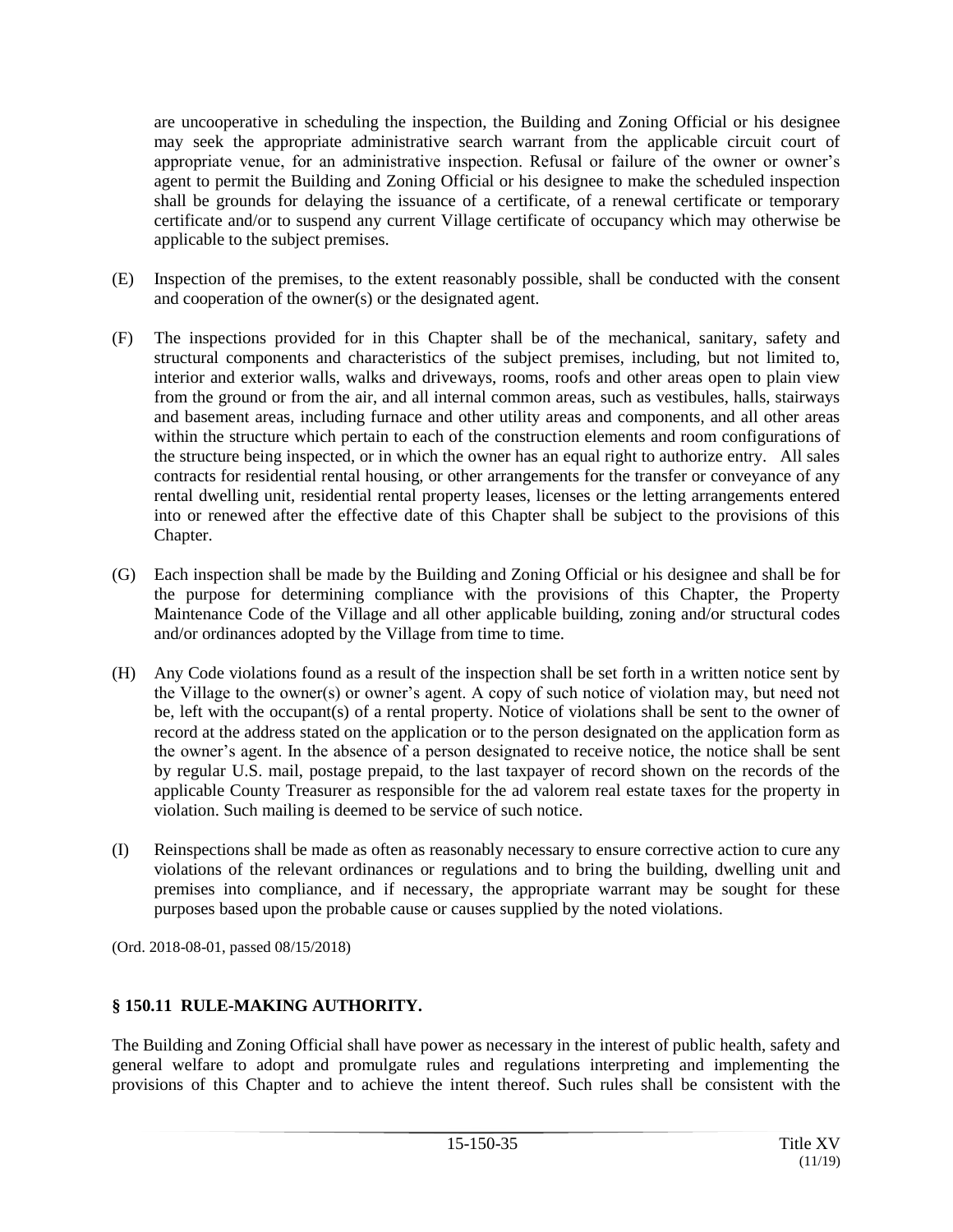are uncooperative in scheduling the inspection, the Building and Zoning Official or his designee may seek the appropriate administrative search warrant from the applicable circuit court of appropriate venue, for an administrative inspection. Refusal or failure of the owner or owner's agent to permit the Building and Zoning Official or his designee to make the scheduled inspection shall be grounds for delaying the issuance of a certificate, of a renewal certificate or temporary certificate and/or to suspend any current Village certificate of occupancy which may otherwise be applicable to the subject premises.

(E) Inspection of the premises, to the extent reasonably possible, shall be conducted with the consent and cooperation of the owner(s) or the designated agent.

(F) The inspections provided for in this Chapter shall be of the mechanical, sanitary, safety and structural components and characteristics of the subject premises, including, but not limited to, interior and exterior walls, walks and driveways, rooms, roofs and other areas open to plain view from the ground or from the air, and all internal common areas, such as vestibules, halls, stairways and basement areas, including furnace and other utility areas and components, and all other areas within the structure which pertain to each of the construction elements and room configurations of the structure being inspected, or in which the owner has an equal right to authorize entry. All sales contracts for residential rental housing, or other arrangements for the transfer or conveyance of any rental dwelling unit, residential rental property leases, licenses or the letting arrangements entered into or renewed after the effective date of this Chapter shall be subject to the provisions of this Chapter.

(G) Each inspection shall be made by the Building and Zoning Official or his designee and shall be for the purpose for determining compliance with the provisions of this Chapter, the Property Maintenance Code of the Village and all other applicable building, zoning and/or structural codes and/or ordinances adopted by the Village from time to time.

(H) Any Code violations found as a result of the inspection shall be set forth in a written notice sent by the Village to the owner(s) or owner's agent. A copy of such notice of violation may, but need not be, left with the occupant(s) of a rental property. Notice of violations shall be sent to the owner of record at the address stated on the application or to the person designated on the application form as the owner's agent. In the absence of a person designated to receive notice, the notice shall be sent by regular U.S. mail, postage prepaid, to the last taxpayer of record shown on the records of the applicable County Treasurer as responsible for the ad valorem real estate taxes for the property in violation. Such mailing is deemed to be service of such notice.

(I) Reinspections shall be made as often as reasonably necessary to ensure corrective action to cure any violations of the relevant ordinances or regulations and to bring the building, dwelling unit and premises into compliance, and if necessary, the appropriate warrant may be sought for these purposes based upon the probable cause or causes supplied by the noted violations.

(Ord. 2018-08-01, passed 08/15/2018)

### § 150.11 RULE-MAKING AUTHORITY.

The Building and Zoning Official shall have power as necessary in the interest of public health, safety and general welfare to adopt and promulgate rules and regulations interpreting and implementing the provisions of this Chapter and to achieve the intent thereof. Such rules shall be consistent with the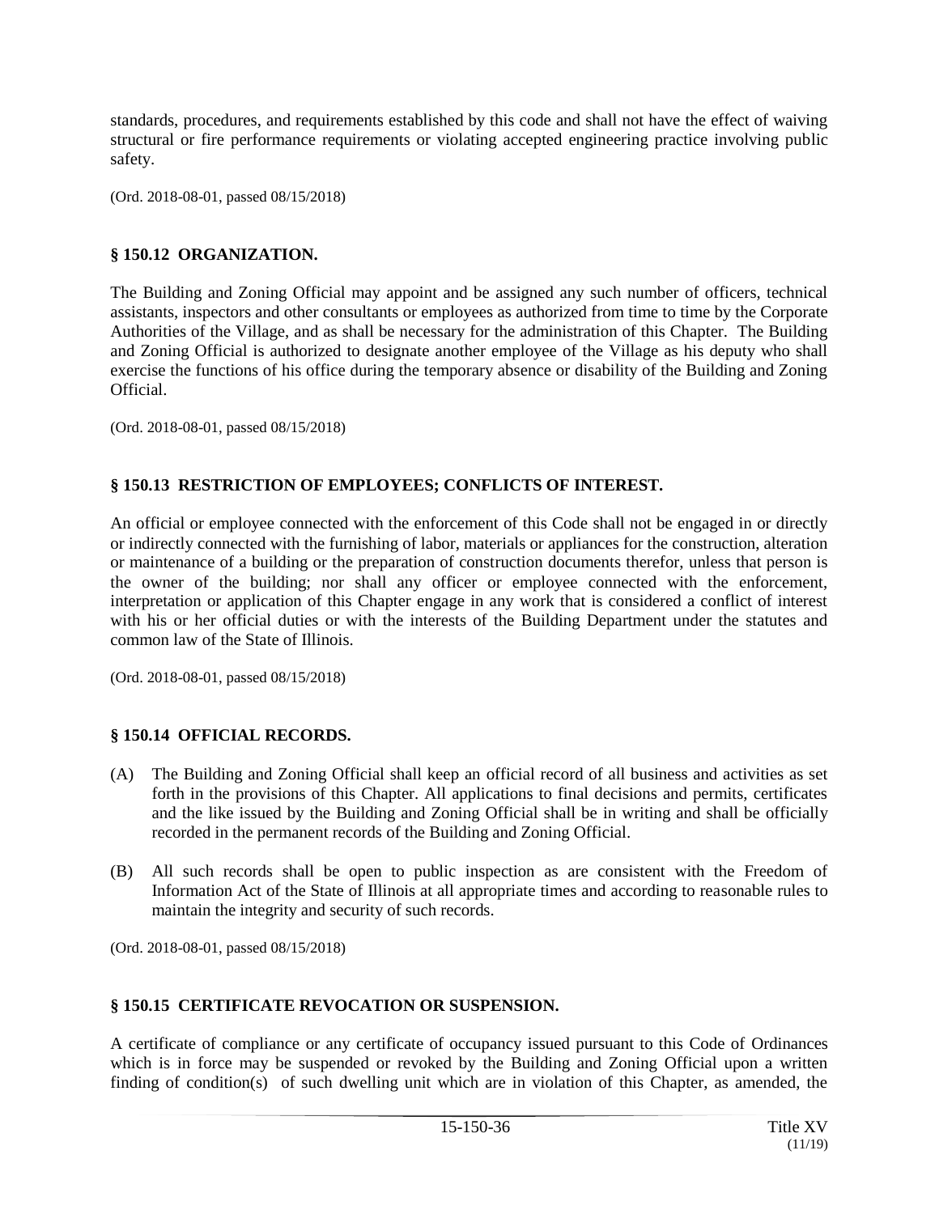standards, procedures, and requirements established by this code and shall not have the effect of waiving structural or fire performance requirements or violating accepted engineering practice involving public safety.

(Ord. 2018-08-01, passed 08/15/2018)

## § 150.12 ORGANIZATION.

The Building and Zoning Official may appoint and be assigned any such number of officers, technical assistants, inspectors and other consultants or employees as authorized from time to time by the Corporate Authorities of the Village, and as shall be necessary for the administration of this Chapter. The Building and Zoning Official is authorized to designate another employee of the Village as his deputy who shall exercise the functions of his office during the temporary absence or disability of the Building and Zoning Official.

(Ord. 2018-08-01, passed 08/15/2018)

## § 150.13 RESTRICTION OF EMPLOYEES; CONFLICTS OF INTEREST.

An official or employee connected with the enforcement of this Code shall not be engaged in or directly or indirectly connected with the furnishing of labor, materials or appliances for the construction, alteration or maintenance of a building or the preparation of construction documents therefor, unless that person is the owner of the building; nor shall any officer or employee connected with the enforcement, interpretation or application of this Chapter engage in any work that is considered a conflict of interest with his or her official duties or with the interests of the Building Department under the statutes and common law of the State of Illinois.

(Ord. 2018-08-01, passed 08/15/2018)

## § 150.14 OFFICIAL RECORDS.

(A) The Building and Zoning Official shall keep an official record of all business and activities as set forth in the provisions of this Chapter. All applications to final decisions and permits, certificates and the like issued by the Building and Zoning Official shall be in writing and shall be officially recorded in the permanent records of the Building and Zoning Official.

(B) All such records shall be open to public inspection as are consistent with the Freedom of Information Act of the State of Illinois at all appropriate times and according to reasonable rules to maintain the integrity and security of such records.

(Ord. 2018-08-01, passed 08/15/2018)

## § 150.15 CERTIFICATE REVOCATION OR SUSPENSION.

A certificate of compliance or any certificate of occupancy issued pursuant to this Code of Ordinances which is in force may be suspended or revoked by the Building and Zoning Official upon a written finding of condition(s) of such dwelling unit which are in violation of this Chapter, as amended, the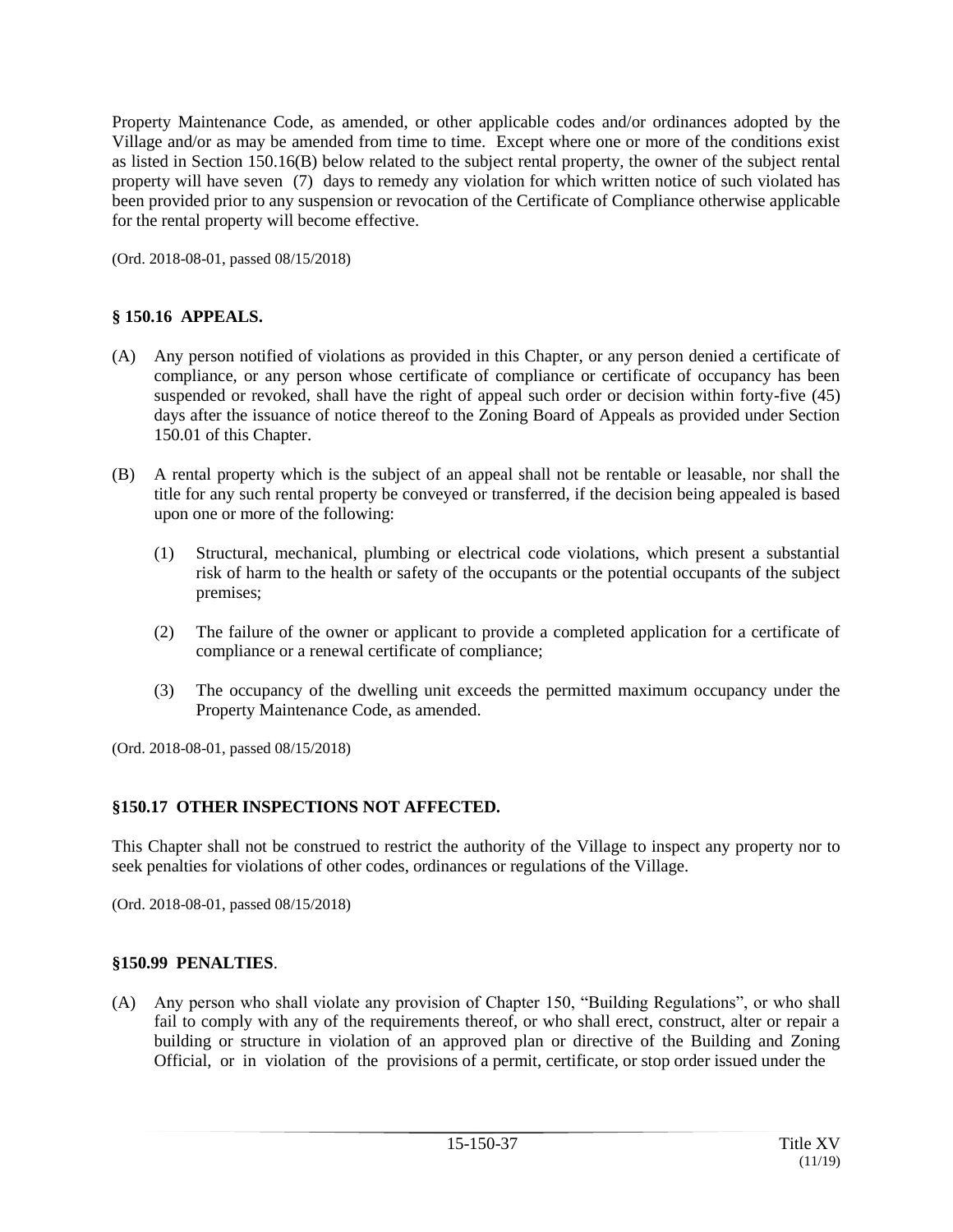Property Maintenance Code, as amended, or other applicable codes and/or ordinances adopted by the Village and/or as may be amended from time to time. Except where one or more of the conditions exist as listed in Section 150.16(B) below related to the subject rental property, the owner of the subject rental property will have seven (7) days to remedy any violation for which written notice of such violated has been provided prior to any suspension or revocation of the Certificate of Compliance otherwise applicable for the rental property will become effective.

(Ord. 2018-08-01, passed 08/15/2018)

**§ 150.16 APPEALS.**

(A) Any person notified of violations as provided in this Chapter, or any person denied a certificate of compliance, or any person whose certificate of compliance or certificate of occupancy has been suspended or revoked, shall have the right of appeal such order or decision within forty-five (45) days after the issuance of notice thereof to the Zoning Board of Appeals as provided under Section 150.01 of this Chapter.

(B) A rental property which is the subject of an appeal shall not be rentable or leasable, nor shall the title for any such rental property be conveyed or transferred, if the decision being appealed is based upon one or more of the following:

(1) Structural, mechanical, plumbing or electrical code violations, which present a substantial risk of harm to the health or safety of the occupants or the potential occupants of the subject premises;

(2) The failure of the owner or applicant to provide a completed application for a certificate of compliance or a renewal certificate of compliance;

(3) The occupancy of the dwelling unit exceeds the permitted maximum occupancy under the Property Maintenance Code, as amended.

(Ord. 2018-08-01, passed 08/15/2018)

**§150.17 OTHER INSPECTIONS NOT AFFECTED.**

This Chapter shall not be construed to restrict the authority of the Village to inspect any property nor to seek penalties for violations of other codes, ordinances or regulations of the Village.

(Ord. 2018-08-01, passed 08/15/2018)

**§150.99 PENALTIES**.

(A) Any person who shall violate any provision of Chapter 150, "Building Regulations", or who shall fail to comply with any of the requirements thereof, or who shall erect, construct, alter or repair a building or structure in violation of an approved plan or directive of the Building and Zoning Official, or in violation of the provisions of a permit, certificate, or stop order issued under the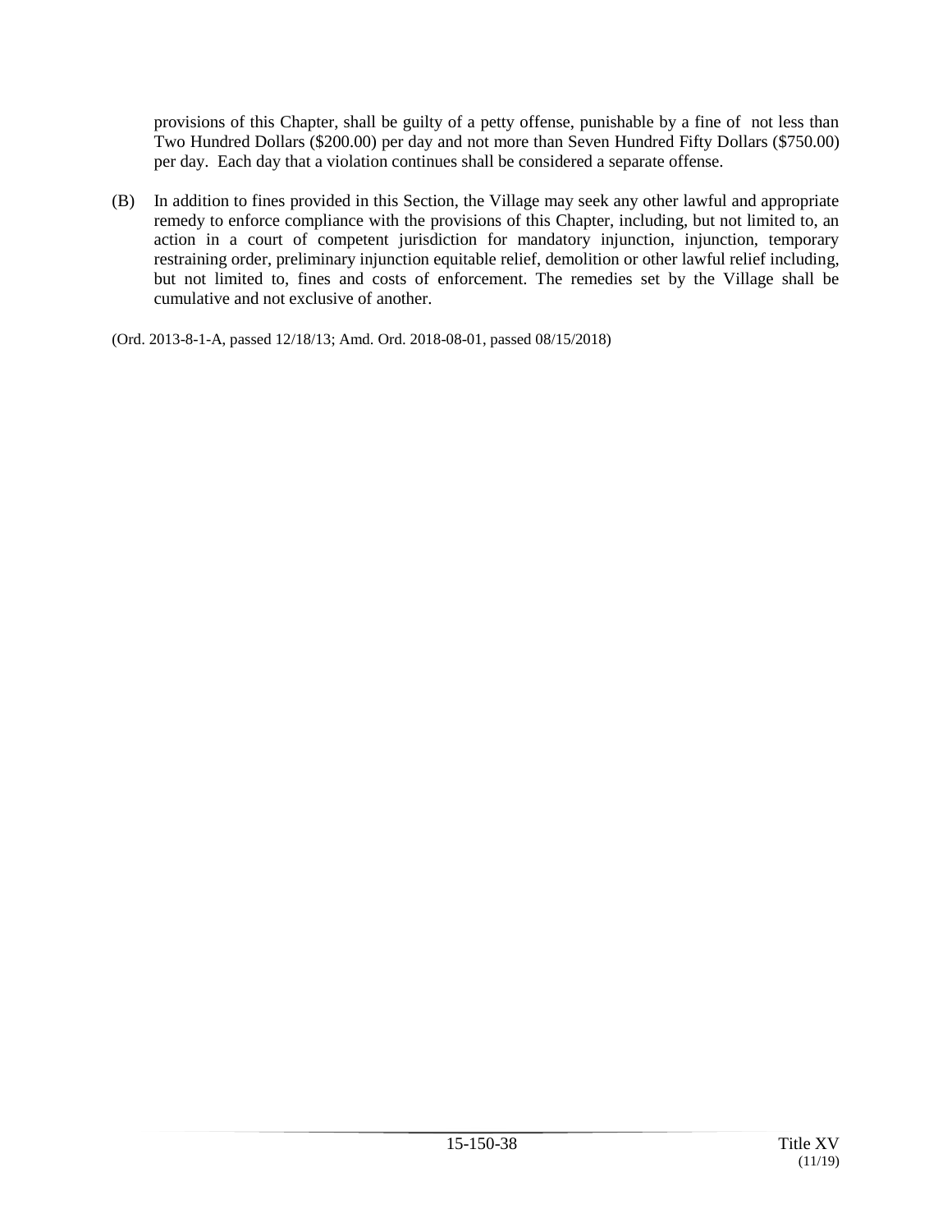provisions of this Chapter, shall be guilty of a petty offense, punishable by a fine of not less than Two Hundred Dollars ($200.00) per day and not more than Seven Hundred Fifty Dollars ($750.00) per day. Each day that a violation continues shall be considered a separate offense.

(B) In addition to fines provided in this Section, the Village may seek any other lawful and appropriate remedy to enforce compliance with the provisions of this Chapter, including, but not limited to, an action in a court of competent jurisdiction for mandatory injunction, injunction, temporary restraining order, preliminary injunction equitable relief, demolition or other lawful relief including, but not limited to, fines and costs of enforcement. The remedies set by the Village shall be cumulative and not exclusive of another.

(Ord. 2013-8-1-A, passed 12/18/13; Amd. Ord. 2018-08-01, passed 08/15/2018)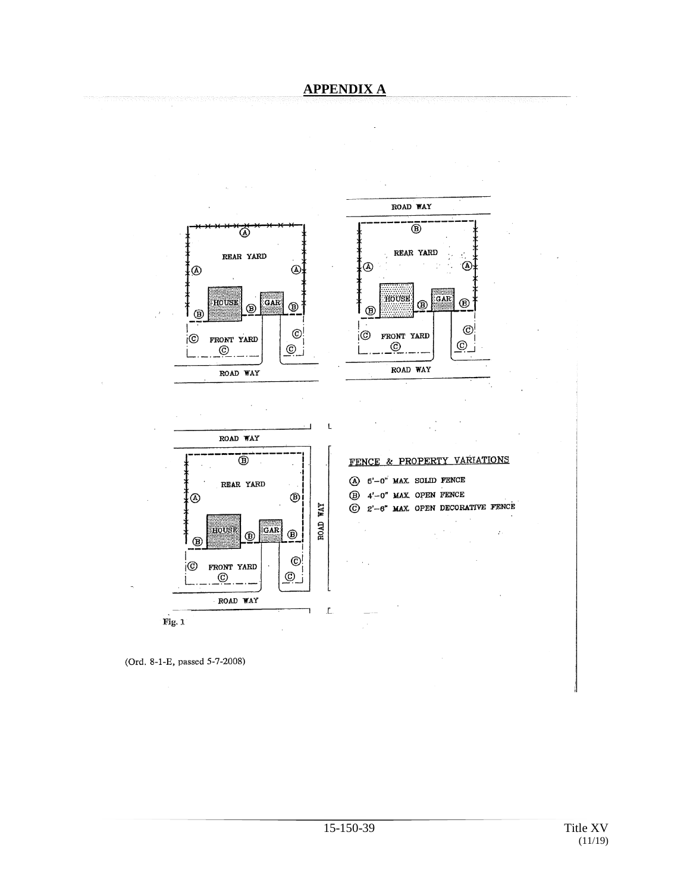## APPENDIX A

ROAD WAY

REAR YARD

HOUSE

GAR

FRONT YARD

ROAD WAY

FENCE & PROPERTY VARIATIONS

Ⓐ 6'–0" MAX. SOLID FENCE

Ⓑ 4'–0" MAX. OPEN FENCE

Ⓒ 2'–6" MAX. OPEN DECORATIVE FENCE

Fig. 1

(Ord. 8-1-E, passed 5-7-2008)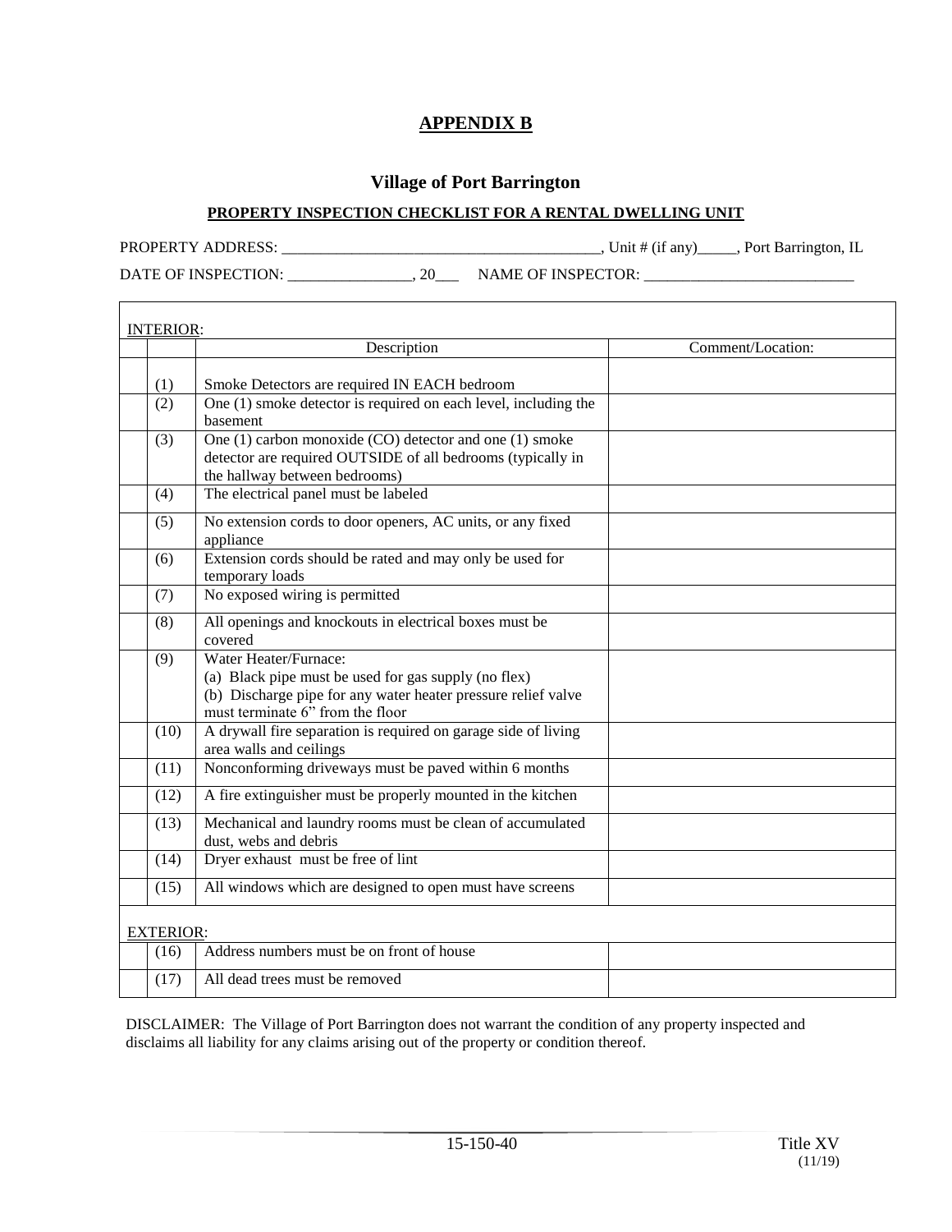# APPENDIX B

## Village of Port Barrington

### PROPERTY INSPECTION CHECKLIST FOR A RENTAL DWELLING UNIT

PROPERTY ADDRESS: _________________________________________, Unit # (if any)_____, Port Barrington, IL

DATE OF INSPECTION: ________________, 20___ NAME OF INSPECTOR: ___________________________

INTERIOR:

| | Description | Comment/Location: |
|---|---|---|
| (1) | Smoke Detectors are required IN EACH bedroom | |
| (2) | One (1) smoke detector is required on each level, including the basement | |
| (3) | One (1) carbon monoxide (CO) detector and one (1) smoke detector are required OUTSIDE of all bedrooms (typically in the hallway between bedrooms) | |
| (4) | The electrical panel must be labeled | |
| (5) | No extension cords to door openers, AC units, or any fixed appliance | |
| (6) | Extension cords should be rated and may only be used for temporary loads | |
| (7) | No exposed wiring is permitted | |
| (8) | All openings and knockouts in electrical boxes must be covered | |
| (9) | Water Heater/Furnace: (a) Black pipe must be used for gas supply (no flex) (b) Discharge pipe for any water heater pressure relief valve must terminate 6" from the floor | |
| (10) | A drywall fire separation is required on garage side of living area walls and ceilings | |
| (11) | Nonconforming driveways must be paved within 6 months | |
| (12) | A fire extinguisher must be properly mounted in the kitchen | |
| (13) | Mechanical and laundry rooms must be clean of accumulated dust, webs and debris | |
| (14) | Dryer exhaust must be free of lint | |
| (15) | All windows which are designed to open must have screens | |

EXTERIOR:

| | Description | Comment/Location: |
|---|---|---|
| (16) | Address numbers must be on front of house | |
| (17) | All dead trees must be removed | |

DISCLAIMER: The Village of Port Barrington does not warrant the condition of any property inspected and disclaims all liability for any claims arising out of the property or condition thereof.